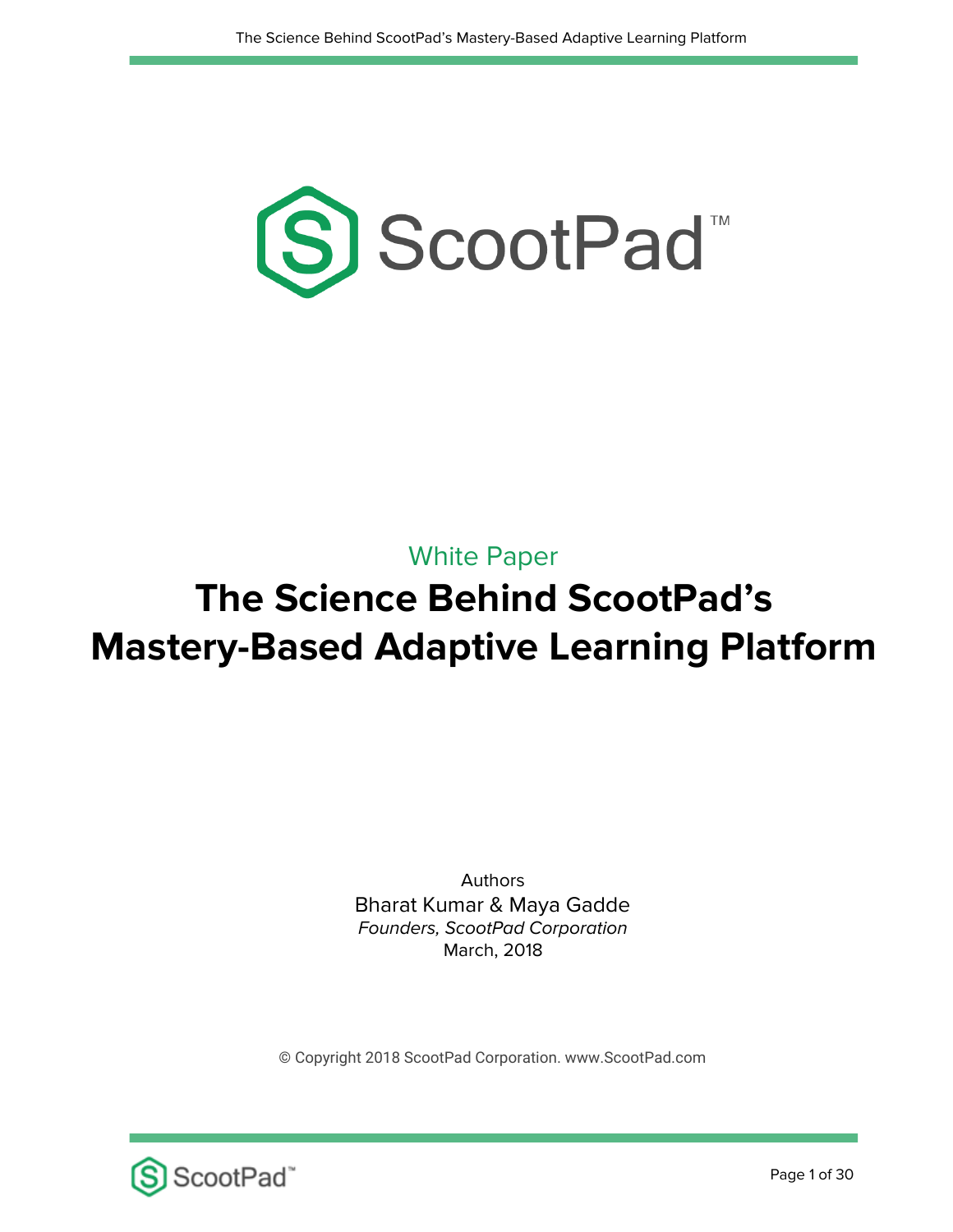ScootPad™

White Paper

# The Science Behind ScootPad's Mastery-Based Adaptive Learning Platform

Authors

Bharat Kumar & Maya Gadde

*Founders, ScootPad Corporation*

March, 2018

© Copyright 2018 ScootPad Corporation. www.ScootPad.com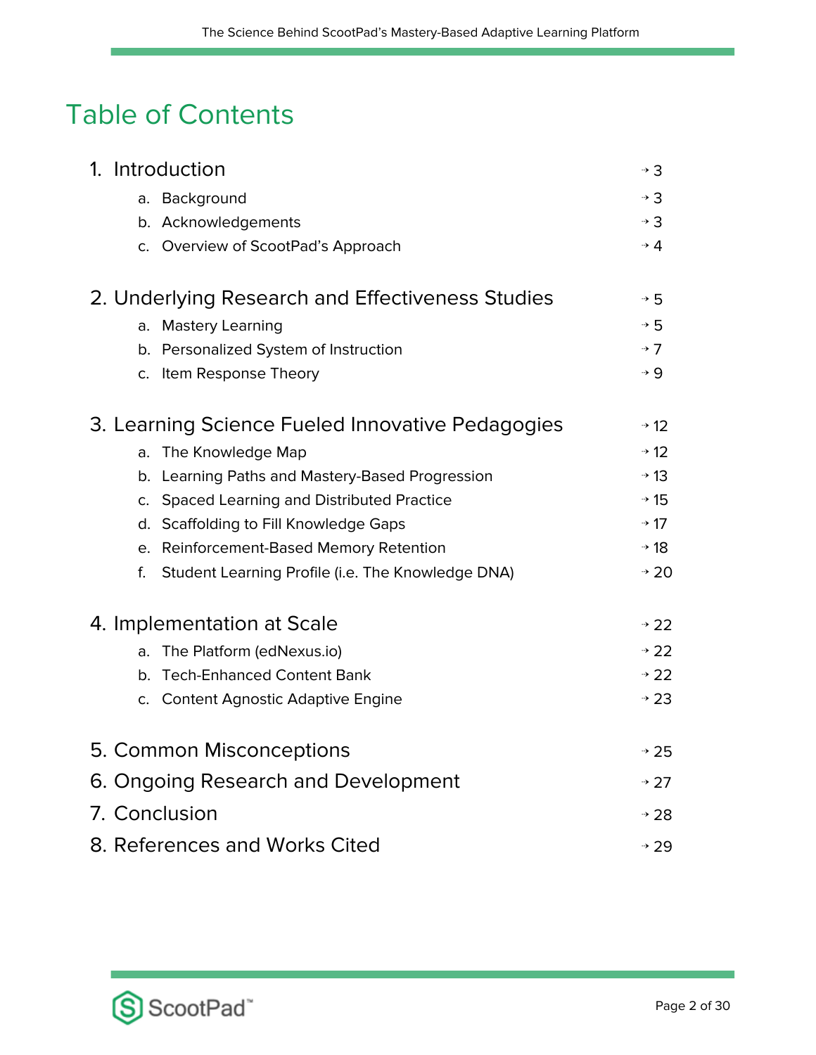# Table of Contents

1. Introduction → 3
    a. Background → 3
    b. Acknowledgements → 3
    c. Overview of ScootPad's Approach → 4

2. Underlying Research and Effectiveness Studies → 5
    a. Mastery Learning → 5
    b. Personalized System of Instruction → 7
    c. Item Response Theory → 9

3. Learning Science Fueled Innovative Pedagogies → 12
    a. The Knowledge Map → 12
    b. Learning Paths and Mastery-Based Progression → 13
    c. Spaced Learning and Distributed Practice → 15
    d. Scaffolding to Fill Knowledge Gaps → 17
    e. Reinforcement-Based Memory Retention → 18
    f. Student Learning Profile (i.e. The Knowledge DNA) → 20

4. Implementation at Scale → 22
    a. The Platform (edNexus.io) → 22
    b. Tech-Enhanced Content Bank → 22
    c. Content Agnostic Adaptive Engine → 23

5. Common Misconceptions → 25
6. Ongoing Research and Development → 27
7. Conclusion → 28
8. References and Works Cited → 29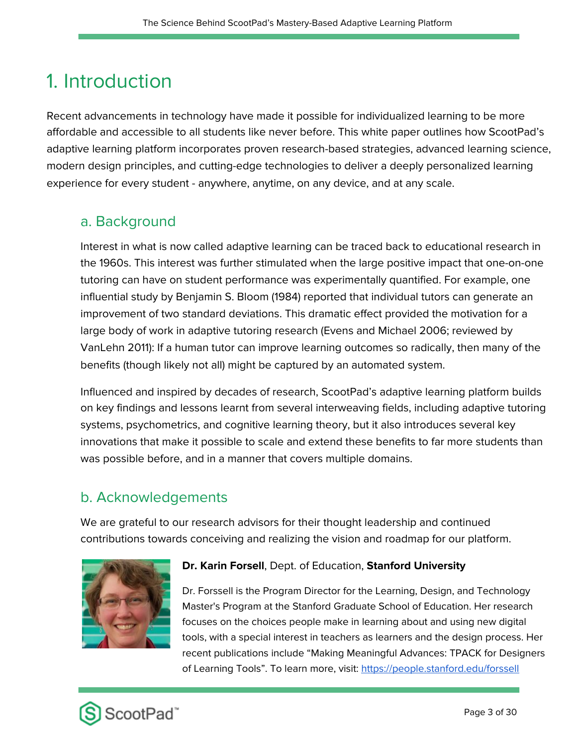# 1. Introduction

Recent advancements in technology have made it possible for individualized learning to be more affordable and accessible to all students like never before. This white paper outlines how ScootPad's adaptive learning platform incorporates proven research-based strategies, advanced learning science, modern design principles, and cutting-edge technologies to deliver a deeply personalized learning experience for every student - anywhere, anytime, on any device, and at any scale.

## a. Background

Interest in what is now called adaptive learning can be traced back to educational research in the 1960s. This interest was further stimulated when the large positive impact that one-on-one tutoring can have on student performance was experimentally quantified. For example, one influential study by Benjamin S. Bloom (1984) reported that individual tutors can generate an improvement of two standard deviations. This dramatic effect provided the motivation for a large body of work in adaptive tutoring research (Evens and Michael 2006; reviewed by VanLehn 2011): If a human tutor can improve learning outcomes so radically, then many of the benefits (though likely not all) might be captured by an automated system.

Influenced and inspired by decades of research, ScootPad's adaptive learning platform builds on key findings and lessons learnt from several interweaving fields, including adaptive tutoring systems, psychometrics, and cognitive learning theory, but it also introduces several key innovations that make it possible to scale and extend these benefits to far more students than was possible before, and in a manner that covers multiple domains.

## b. Acknowledgements

We are grateful to our research advisors for their thought leadership and continued contributions towards conceiving and realizing the vision and roadmap for our platform.

**Dr. Karin Forsell**, Dept. of Education, **Stanford University**

Dr. Forssell is the Program Director for the Learning, Design, and Technology Master's Program at the Stanford Graduate School of Education. Her research focuses on the choices people make in learning about and using new digital tools, with a special interest in teachers as learners and the design process. Her recent publications include "Making Meaningful Advances: TPACK for Designers of Learning Tools". To learn more, visit: https://people.stanford.edu/forssell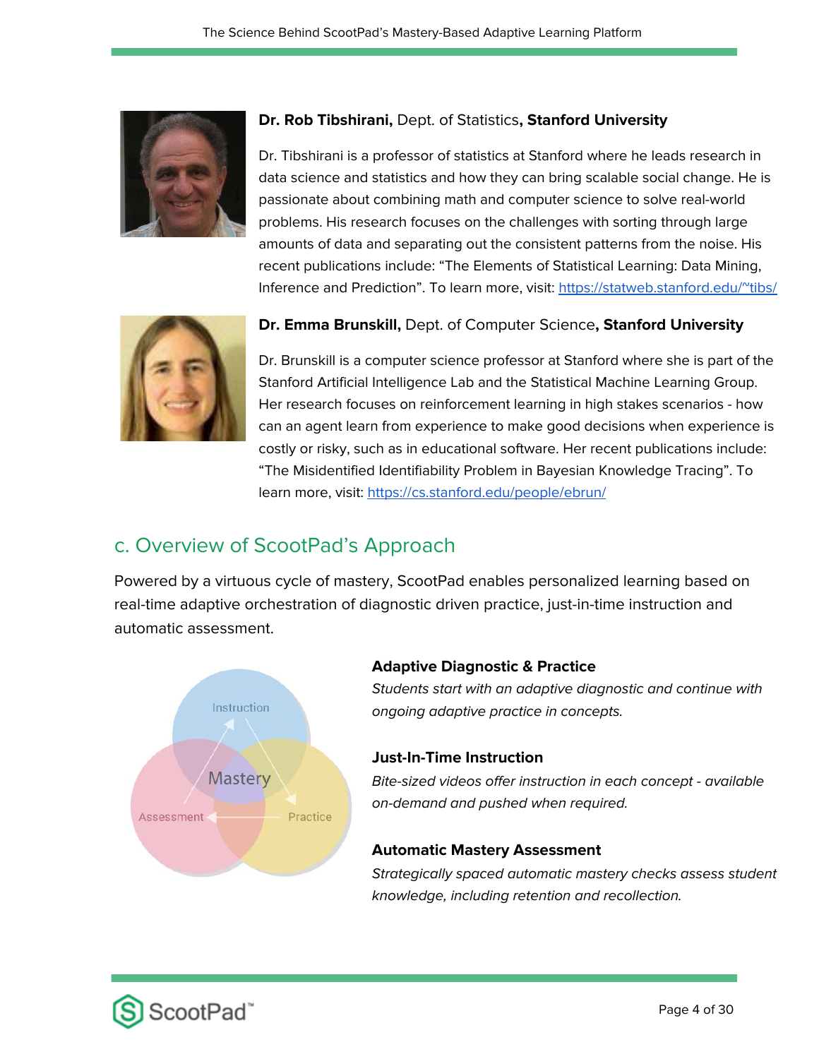**Dr. Rob Tibshirani,** Dept. of Statistics**, Stanford University**

Dr. Tibshirani is a professor of statistics at Stanford where he leads research in data science and statistics and how they can bring scalable social change. He is passionate about combining math and computer science to solve real-world problems. His research focuses on the challenges with sorting through large amounts of data and separating out the consistent patterns from the noise. His recent publications include: "The Elements of Statistical Learning: Data Mining, Inference and Prediction". To learn more, visit: https://statweb.stanford.edu/~tibs/

**Dr. Emma Brunskill,** Dept. of Computer Science**, Stanford University**

Dr. Brunskill is a computer science professor at Stanford where she is part of the Stanford Artificial Intelligence Lab and the Statistical Machine Learning Group. Her research focuses on reinforcement learning in high stakes scenarios - how can an agent learn from experience to make good decisions when experience is costly or risky, such as in educational software. Her recent publications include: "The Misidentified Identifiability Problem in Bayesian Knowledge Tracing". To learn more, visit: https://cs.stanford.edu/people/ebrun/

## c. Overview of ScootPad's Approach

Powered by a virtuous cycle of mastery, ScootPad enables personalized learning based on real-time adaptive orchestration of diagnostic driven practice, just-in-time instruction and automatic assessment.

Instruction

Mastery

Assessment

Practice

**Adaptive Diagnostic & Practice**

*Students start with an adaptive diagnostic and continue with ongoing adaptive practice in concepts.*

**Just-In-Time Instruction**

*Bite-sized videos offer instruction in each concept - available on-demand and pushed when required.*

**Automatic Mastery Assessment**

*Strategically spaced automatic mastery checks assess student knowledge, including retention and recollection.*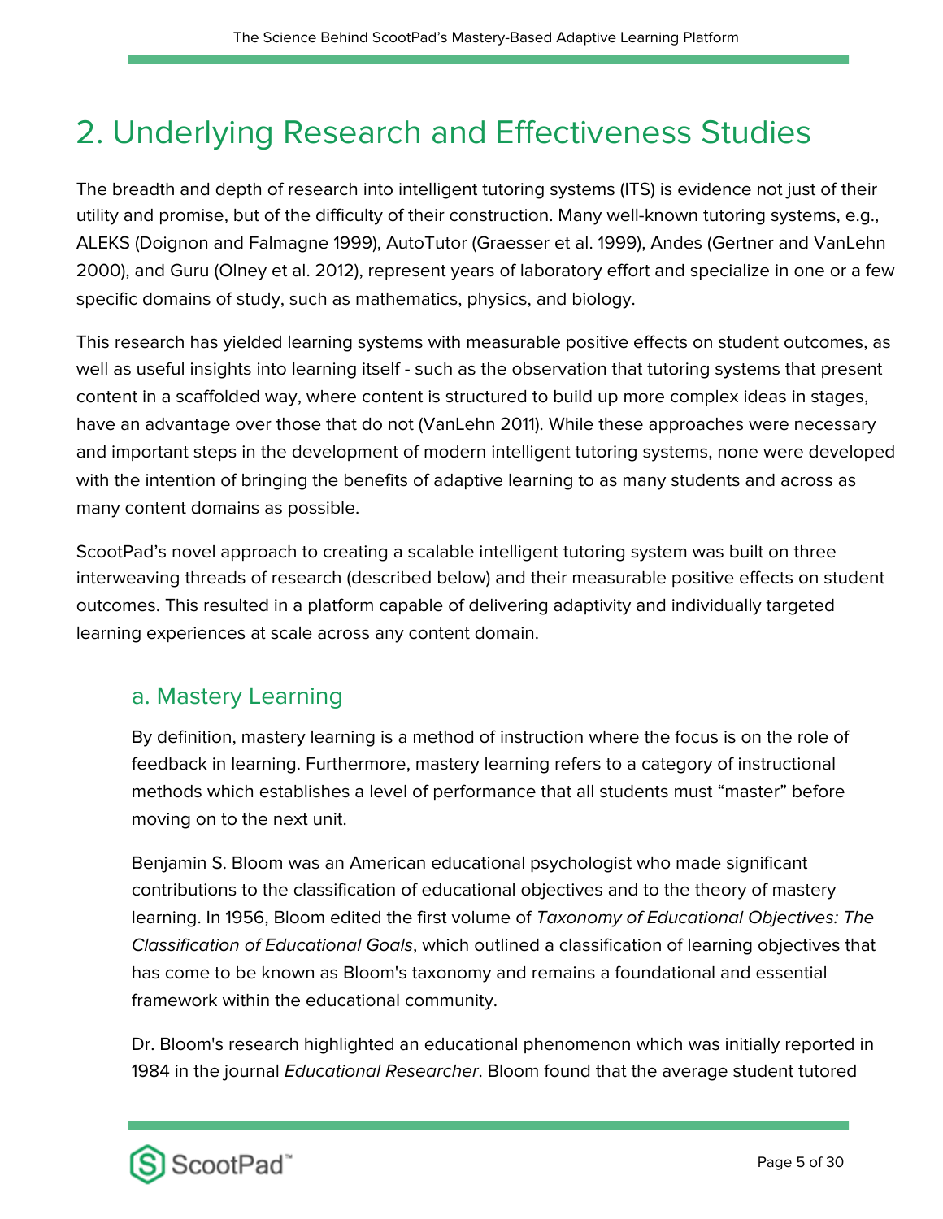# 2. Underlying Research and Effectiveness Studies

The breadth and depth of research into intelligent tutoring systems (ITS) is evidence not just of their utility and promise, but of the difficulty of their construction. Many well-known tutoring systems, e.g., ALEKS (Doignon and Falmagne 1999), AutoTutor (Graesser et al. 1999), Andes (Gertner and VanLehn 2000), and Guru (Olney et al. 2012), represent years of laboratory effort and specialize in one or a few specific domains of study, such as mathematics, physics, and biology.

This research has yielded learning systems with measurable positive effects on student outcomes, as well as useful insights into learning itself - such as the observation that tutoring systems that present content in a scaffolded way, where content is structured to build up more complex ideas in stages, have an advantage over those that do not (VanLehn 2011). While these approaches were necessary and important steps in the development of modern intelligent tutoring systems, none were developed with the intention of bringing the benefits of adaptive learning to as many students and across as many content domains as possible.

ScootPad's novel approach to creating a scalable intelligent tutoring system was built on three interweaving threads of research (described below) and their measurable positive effects on student outcomes. This resulted in a platform capable of delivering adaptivity and individually targeted learning experiences at scale across any content domain.

## a. Mastery Learning

By definition, mastery learning is a method of instruction where the focus is on the role of feedback in learning. Furthermore, mastery learning refers to a category of instructional methods which establishes a level of performance that all students must "master" before moving on to the next unit.

Benjamin S. Bloom was an American educational psychologist who made significant contributions to the classification of educational objectives and to the theory of mastery learning. In 1956, Bloom edited the first volume of *Taxonomy of Educational Objectives: The Classification of Educational Goals*, which outlined a classification of learning objectives that has come to be known as Bloom's taxonomy and remains a foundational and essential framework within the educational community.

Dr. Bloom's research highlighted an educational phenomenon which was initially reported in 1984 in the journal *Educational Researcher*. Bloom found that the average student tutored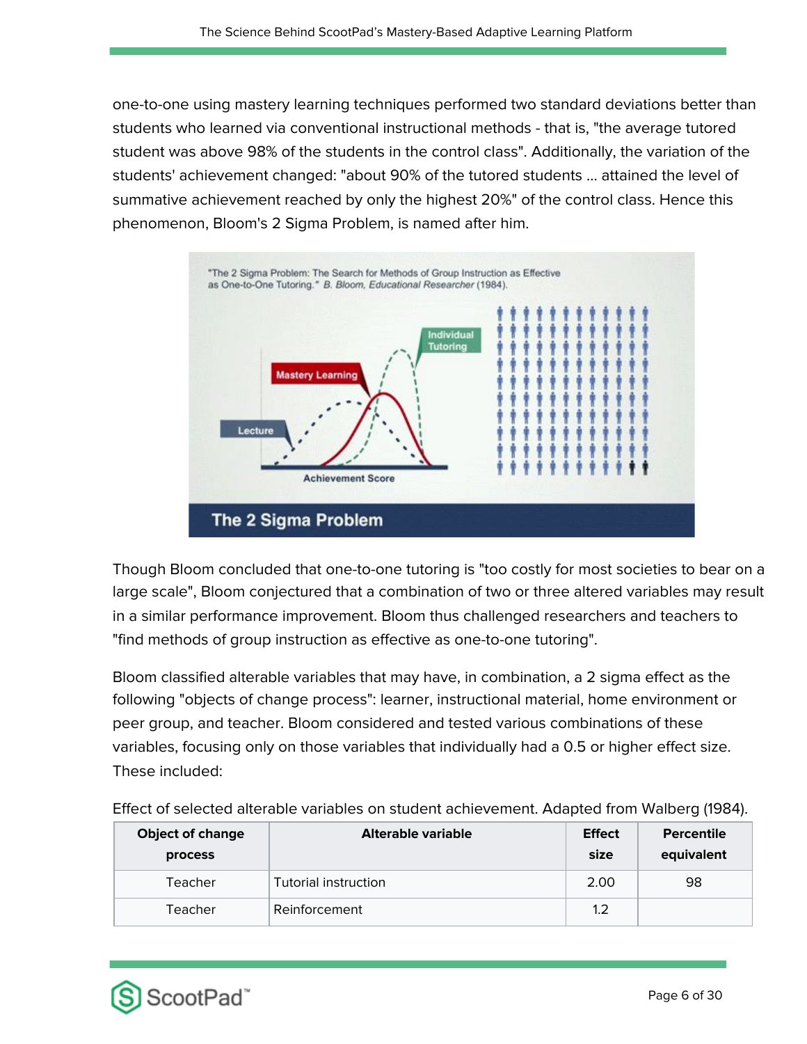one-to-one using mastery learning techniques performed two standard deviations better than students who learned via conventional instructional methods - that is, "the average tutored student was above 98% of the students in the control class". Additionally, the variation of the students' achievement changed: "about 90% of the tutored students ... attained the level of summative achievement reached by only the highest 20%" of the control class. Hence this phenomenon, Bloom's 2 Sigma Problem, is named after him.

Though Bloom concluded that one-to-one tutoring is "too costly for most societies to bear on a large scale", Bloom conjectured that a combination of two or three altered variables may result in a similar performance improvement. Bloom thus challenged researchers and teachers to "find methods of group instruction as effective as one-to-one tutoring".

Bloom classified alterable variables that may have, in combination, a 2 sigma effect as the following "objects of change process": learner, instructional material, home environment or peer group, and teacher. Bloom considered and tested various combinations of these variables, focusing only on those variables that individually had a 0.5 or higher effect size. These included:

Effect of selected alterable variables on student achievement. Adapted from Walberg (1984).

| Object of change process | Alterable variable | Effect size | Percentile equivalent |
|---|---|---|---|
| Teacher | Tutorial instruction | 2.00 | 98 |
| Teacher | Reinforcement | 1.2 | |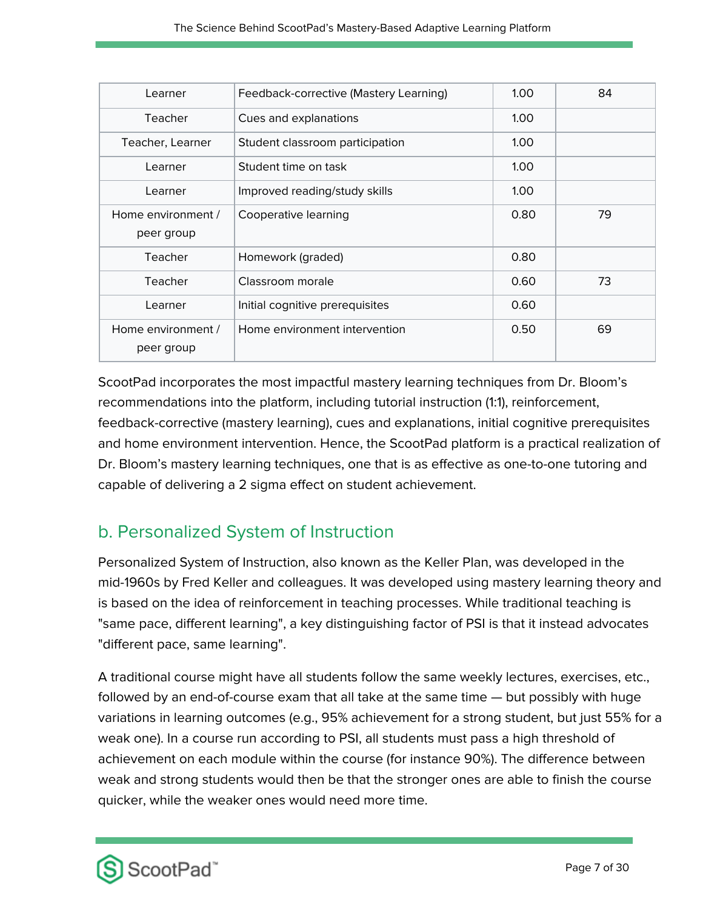| | | | |
|---|---|---|---|
| Learner | Feedback-corrective (Mastery Learning) | 1.00 | 84 |
| Teacher | Cues and explanations | 1.00 | |
| Teacher, Learner | Student classroom participation | 1.00 | |
| Learner | Student time on task | 1.00 | |
| Learner | Improved reading/study skills | 1.00 | |
| Home environment / peer group | Cooperative learning | 0.80 | 79 |
| Teacher | Homework (graded) | 0.80 | |
| Teacher | Classroom morale | 0.60 | 73 |
| Learner | Initial cognitive prerequisites | 0.60 | |
| Home environment / peer group | Home environment intervention | 0.50 | 69 |

ScootPad incorporates the most impactful mastery learning techniques from Dr. Bloom's recommendations into the platform, including tutorial instruction (1:1), reinforcement, feedback-corrective (mastery learning), cues and explanations, initial cognitive prerequisites and home environment intervention. Hence, the ScootPad platform is a practical realization of Dr. Bloom's mastery learning techniques, one that is as effective as one-to-one tutoring and capable of delivering a 2 sigma effect on student achievement.

## b. Personalized System of Instruction

Personalized System of Instruction, also known as the Keller Plan, was developed in the mid-1960s by Fred Keller and colleagues. It was developed using mastery learning theory and is based on the idea of reinforcement in teaching processes. While traditional teaching is "same pace, different learning", a key distinguishing factor of PSI is that it instead advocates "different pace, same learning".

A traditional course might have all students follow the same weekly lectures, exercises, etc., followed by an end-of-course exam that all take at the same time — but possibly with huge variations in learning outcomes (e.g., 95% achievement for a strong student, but just 55% for a weak one). In a course run according to PSI, all students must pass a high threshold of achievement on each module within the course (for instance 90%). The difference between weak and strong students would then be that the stronger ones are able to finish the course quicker, while the weaker ones would need more time.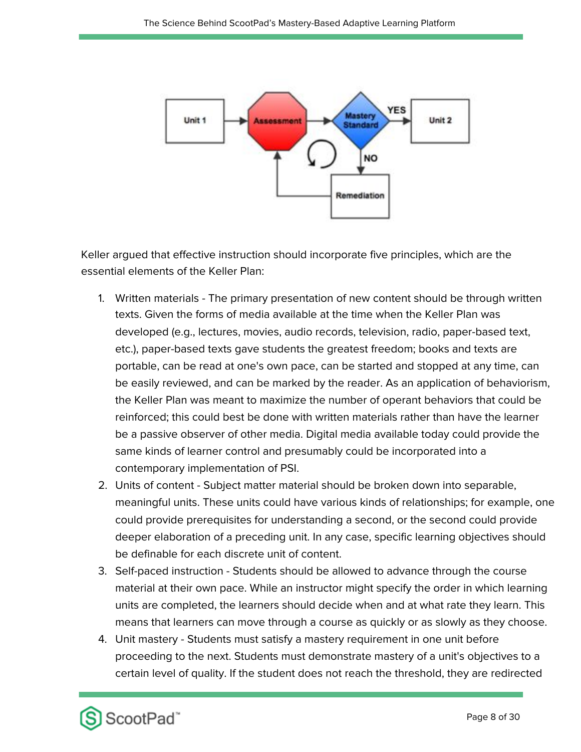Keller argued that effective instruction should incorporate five principles, which are the essential elements of the Keller Plan:

1. Written materials - The primary presentation of new content should be through written texts. Given the forms of media available at the time when the Keller Plan was developed (e.g., lectures, movies, audio records, television, radio, paper-based text, etc.), paper-based texts gave students the greatest freedom; books and texts are portable, can be read at one's own pace, can be started and stopped at any time, can be easily reviewed, and can be marked by the reader. As an application of behaviorism, the Keller Plan was meant to maximize the number of operant behaviors that could be reinforced; this could best be done with written materials rather than have the learner be a passive observer of other media. Digital media available today could provide the same kinds of learner control and presumably could be incorporated into a contemporary implementation of PSI.
2. Units of content - Subject matter material should be broken down into separable, meaningful units. These units could have various kinds of relationships; for example, one could provide prerequisites for understanding a second, or the second could provide deeper elaboration of a preceding unit. In any case, specific learning objectives should be definable for each discrete unit of content.
3. Self-paced instruction - Students should be allowed to advance through the course material at their own pace. While an instructor might specify the order in which learning units are completed, the learners should decide when and at what rate they learn. This means that learners can move through a course as quickly or as slowly as they choose.
4. Unit mastery - Students must satisfy a mastery requirement in one unit before proceeding to the next. Students must demonstrate mastery of a unit's objectives to a certain level of quality. If the student does not reach the threshold, they are redirected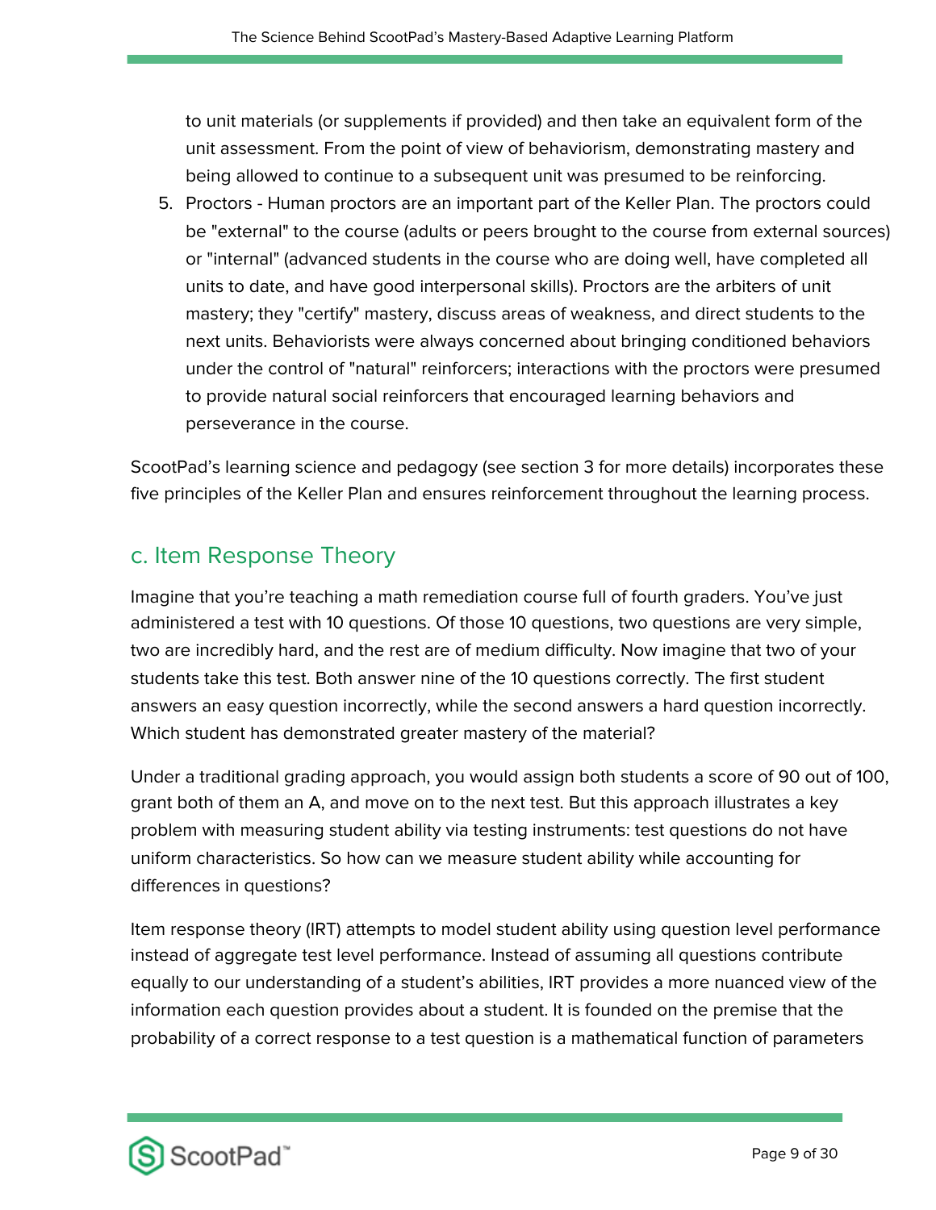to unit materials (or supplements if provided) and then take an equivalent form of the unit assessment. From the point of view of behaviorism, demonstrating mastery and being allowed to continue to a subsequent unit was presumed to be reinforcing.

5. Proctors - Human proctors are an important part of the Keller Plan. The proctors could be "external" to the course (adults or peers brought to the course from external sources) or "internal" (advanced students in the course who are doing well, have completed all units to date, and have good interpersonal skills). Proctors are the arbiters of unit mastery; they "certify" mastery, discuss areas of weakness, and direct students to the next units. Behaviorists were always concerned about bringing conditioned behaviors under the control of "natural" reinforcers; interactions with the proctors were presumed to provide natural social reinforcers that encouraged learning behaviors and perseverance in the course.

ScootPad's learning science and pedagogy (see section 3 for more details) incorporates these five principles of the Keller Plan and ensures reinforcement throughout the learning process.

## c. Item Response Theory

Imagine that you're teaching a math remediation course full of fourth graders. You've just administered a test with 10 questions. Of those 10 questions, two questions are very simple, two are incredibly hard, and the rest are of medium difficulty. Now imagine that two of your students take this test. Both answer nine of the 10 questions correctly. The first student answers an easy question incorrectly, while the second answers a hard question incorrectly. Which student has demonstrated greater mastery of the material?

Under a traditional grading approach, you would assign both students a score of 90 out of 100, grant both of them an A, and move on to the next test. But this approach illustrates a key problem with measuring student ability via testing instruments: test questions do not have uniform characteristics. So how can we measure student ability while accounting for differences in questions?

Item response theory (IRT) attempts to model student ability using question level performance instead of aggregate test level performance. Instead of assuming all questions contribute equally to our understanding of a student's abilities, IRT provides a more nuanced view of the information each question provides about a student. It is founded on the premise that the probability of a correct response to a test question is a mathematical function of parameters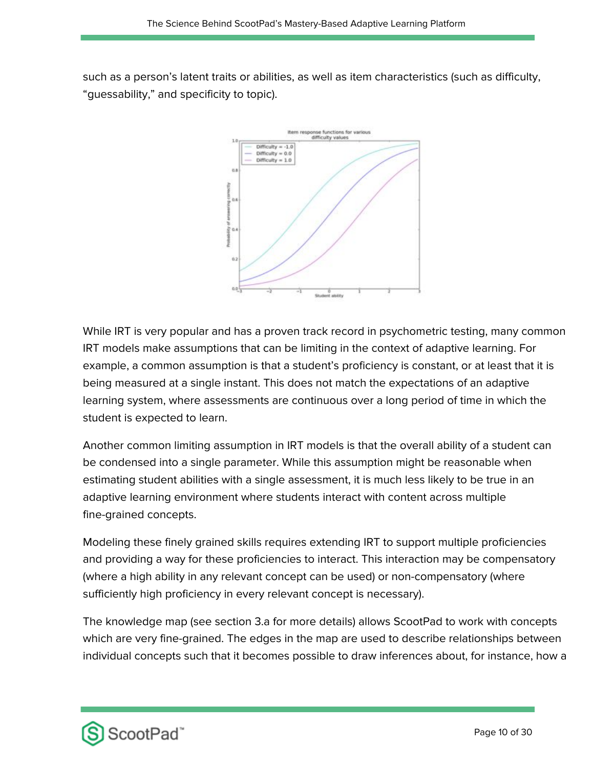such as a person's latent traits or abilities, as well as item characteristics (such as difficulty, "guessability," and specificity to topic).

While IRT is very popular and has a proven track record in psychometric testing, many common IRT models make assumptions that can be limiting in the context of adaptive learning. For example, a common assumption is that a student's proficiency is constant, or at least that it is being measured at a single instant. This does not match the expectations of an adaptive learning system, where assessments are continuous over a long period of time in which the student is expected to learn.

Another common limiting assumption in IRT models is that the overall ability of a student can be condensed into a single parameter. While this assumption might be reasonable when estimating student abilities with a single assessment, it is much less likely to be true in an adaptive learning environment where students interact with content across multiple fine-grained concepts.

Modeling these finely grained skills requires extending IRT to support multiple proficiencies and providing a way for these proficiencies to interact. This interaction may be compensatory (where a high ability in any relevant concept can be used) or non-compensatory (where sufficiently high proficiency in every relevant concept is necessary).

The knowledge map (see section 3.a for more details) allows ScootPad to work with concepts which are very fine-grained. The edges in the map are used to describe relationships between individual concepts such that it becomes possible to draw inferences about, for instance, how a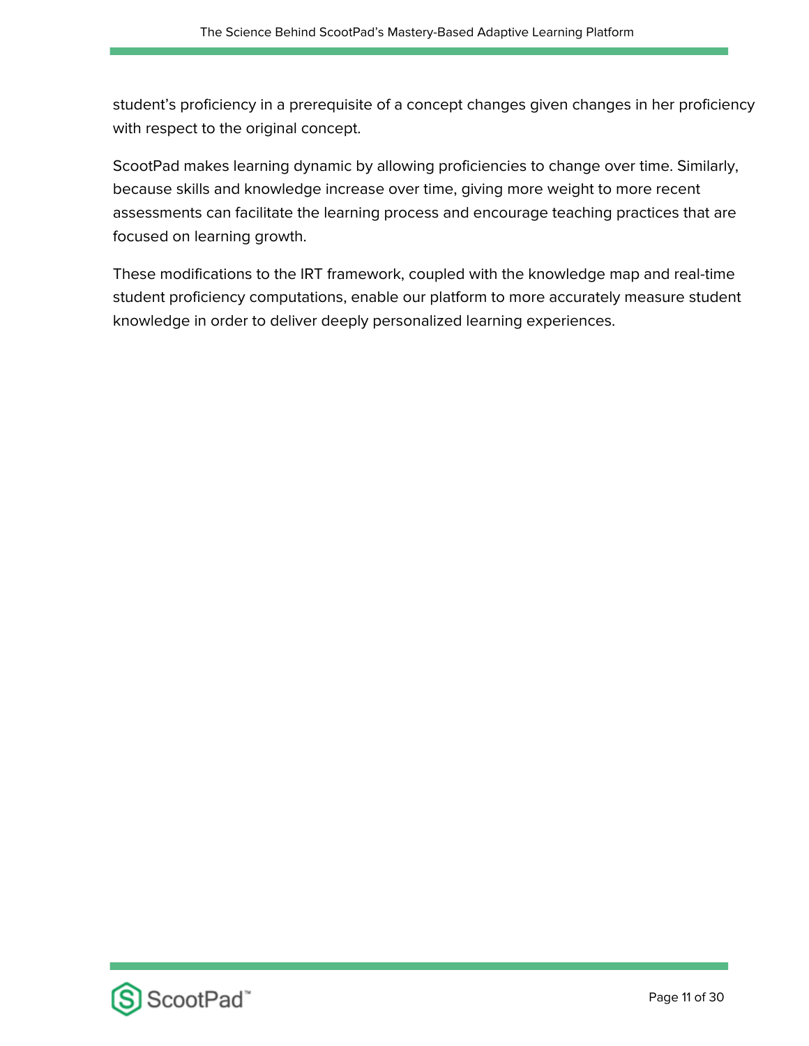student's proficiency in a prerequisite of a concept changes given changes in her proficiency with respect to the original concept.

ScootPad makes learning dynamic by allowing proficiencies to change over time. Similarly, because skills and knowledge increase over time, giving more weight to more recent assessments can facilitate the learning process and encourage teaching practices that are focused on learning growth.

These modifications to the IRT framework, coupled with the knowledge map and real-time student proficiency computations, enable our platform to more accurately measure student knowledge in order to deliver deeply personalized learning experiences.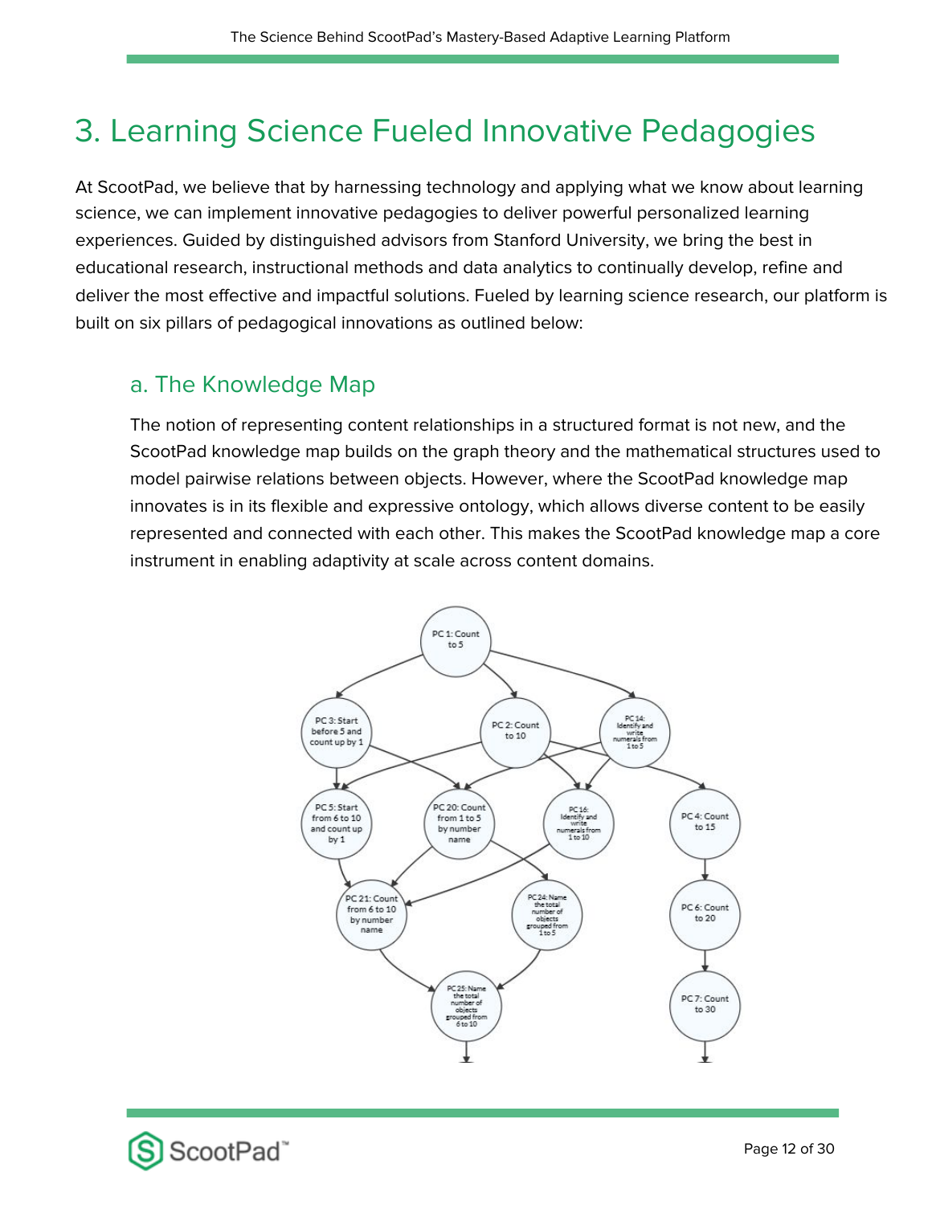# 3. Learning Science Fueled Innovative Pedagogies

At ScootPad, we believe that by harnessing technology and applying what we know about learning science, we can implement innovative pedagogies to deliver powerful personalized learning experiences. Guided by distinguished advisors from Stanford University, we bring the best in educational research, instructional methods and data analytics to continually develop, refine and deliver the most effective and impactful solutions. Fueled by learning science research, our platform is built on six pillars of pedagogical innovations as outlined below:

## a. The Knowledge Map

The notion of representing content relationships in a structured format is not new, and the ScootPad knowledge map builds on the graph theory and the mathematical structures used to model pairwise relations between objects. However, where the ScootPad knowledge map innovates is in its flexible and expressive ontology, which allows diverse content to be easily represented and connected with each other. This makes the ScootPad knowledge map a core instrument in enabling adaptivity at scale across content domains.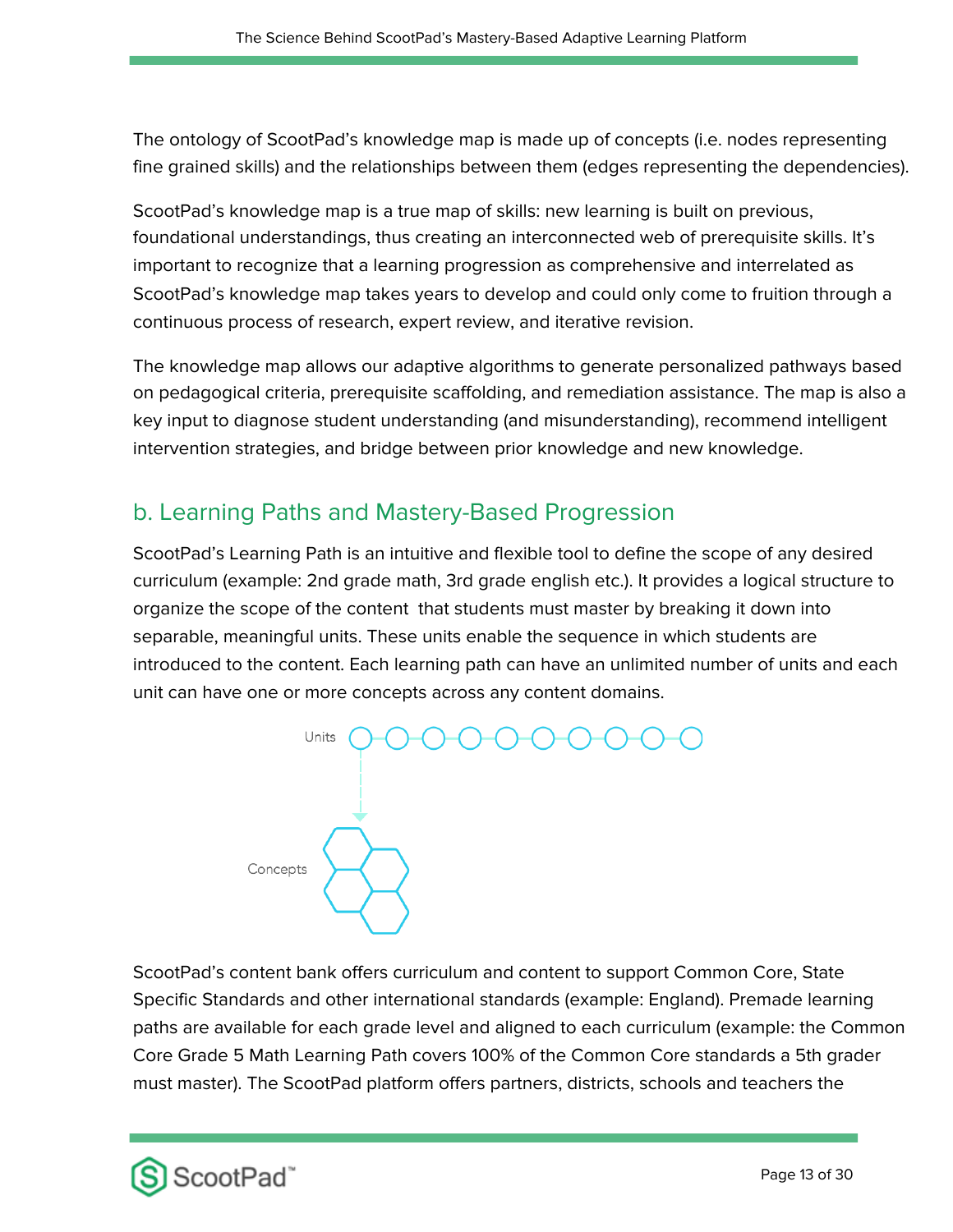The ontology of ScootPad's knowledge map is made up of concepts (i.e. nodes representing fine grained skills) and the relationships between them (edges representing the dependencies).

ScootPad's knowledge map is a true map of skills: new learning is built on previous, foundational understandings, thus creating an interconnected web of prerequisite skills. It's important to recognize that a learning progression as comprehensive and interrelated as ScootPad's knowledge map takes years to develop and could only come to fruition through a continuous process of research, expert review, and iterative revision.

The knowledge map allows our adaptive algorithms to generate personalized pathways based on pedagogical criteria, prerequisite scaffolding, and remediation assistance. The map is also a key input to diagnose student understanding (and misunderstanding), recommend intelligent intervention strategies, and bridge between prior knowledge and new knowledge.

## b. Learning Paths and Mastery-Based Progression

ScootPad's Learning Path is an intuitive and flexible tool to define the scope of any desired curriculum (example: 2nd grade math, 3rd grade english etc.). It provides a logical structure to organize the scope of the content that students must master by breaking it down into separable, meaningful units. These units enable the sequence in which students are introduced to the content. Each learning path can have an unlimited number of units and each unit can have one or more concepts across any content domains.

Units

Concepts

ScootPad's content bank offers curriculum and content to support Common Core, State Specific Standards and other international standards (example: England). Premade learning paths are available for each grade level and aligned to each curriculum (example: the Common Core Grade 5 Math Learning Path covers 100% of the Common Core standards a 5th grader must master). The ScootPad platform offers partners, districts, schools and teachers the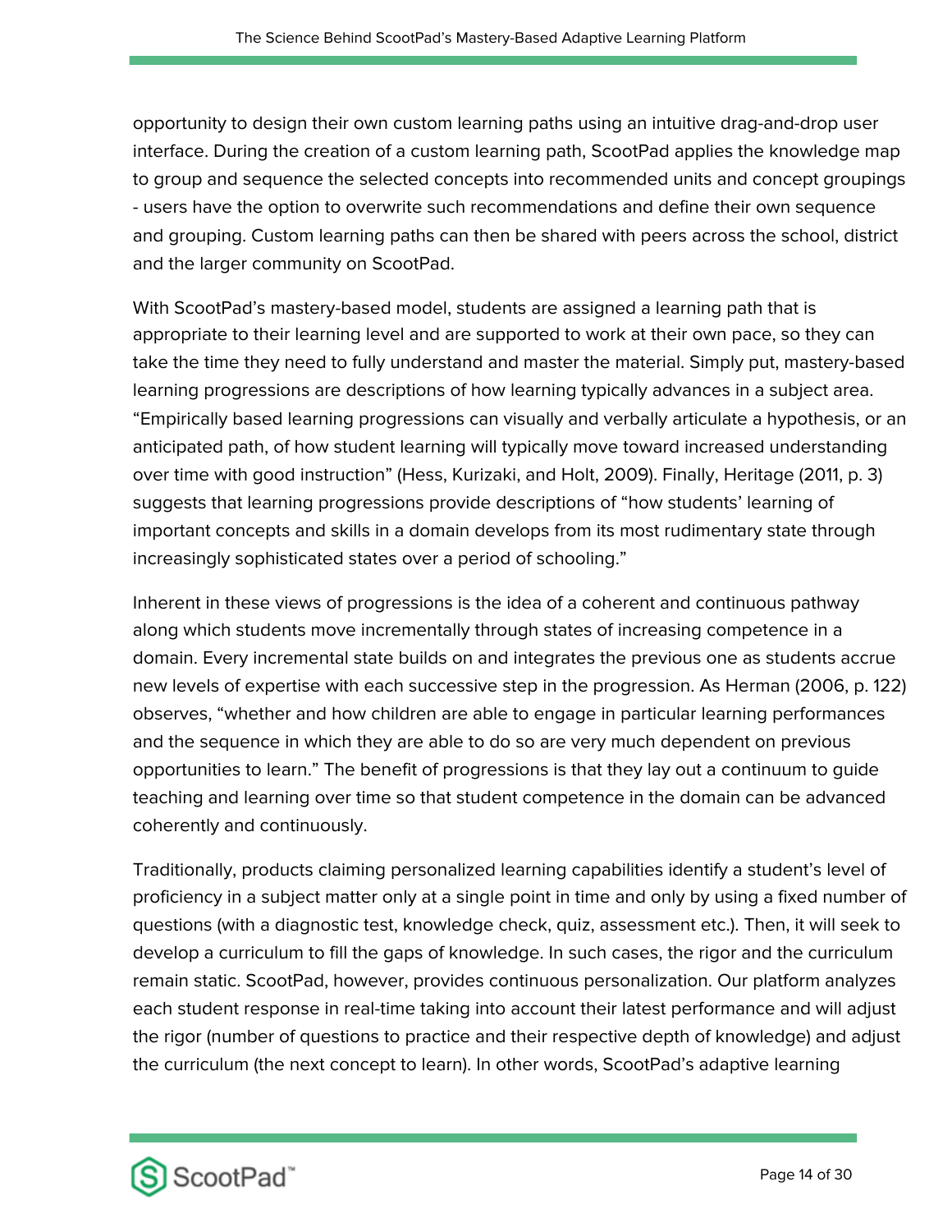opportunity to design their own custom learning paths using an intuitive drag-and-drop user interface. During the creation of a custom learning path, ScootPad applies the knowledge map to group and sequence the selected concepts into recommended units and concept groupings - users have the option to overwrite such recommendations and define their own sequence and grouping. Custom learning paths can then be shared with peers across the school, district and the larger community on ScootPad.

With ScootPad's mastery-based model, students are assigned a learning path that is appropriate to their learning level and are supported to work at their own pace, so they can take the time they need to fully understand and master the material. Simply put, mastery-based learning progressions are descriptions of how learning typically advances in a subject area. "Empirically based learning progressions can visually and verbally articulate a hypothesis, or an anticipated path, of how student learning will typically move toward increased understanding over time with good instruction" (Hess, Kurizaki, and Holt, 2009). Finally, Heritage (2011, p. 3) suggests that learning progressions provide descriptions of "how students' learning of important concepts and skills in a domain develops from its most rudimentary state through increasingly sophisticated states over a period of schooling."

Inherent in these views of progressions is the idea of a coherent and continuous pathway along which students move incrementally through states of increasing competence in a domain. Every incremental state builds on and integrates the previous one as students accrue new levels of expertise with each successive step in the progression. As Herman (2006, p. 122) observes, "whether and how children are able to engage in particular learning performances and the sequence in which they are able to do so are very much dependent on previous opportunities to learn." The benefit of progressions is that they lay out a continuum to guide teaching and learning over time so that student competence in the domain can be advanced coherently and continuously.

Traditionally, products claiming personalized learning capabilities identify a student's level of proficiency in a subject matter only at a single point in time and only by using a fixed number of questions (with a diagnostic test, knowledge check, quiz, assessment etc.). Then, it will seek to develop a curriculum to fill the gaps of knowledge. In such cases, the rigor and the curriculum remain static. ScootPad, however, provides continuous personalization. Our platform analyzes each student response in real-time taking into account their latest performance and will adjust the rigor (number of questions to practice and their respective depth of knowledge) and adjust the curriculum (the next concept to learn). In other words, ScootPad's adaptive learning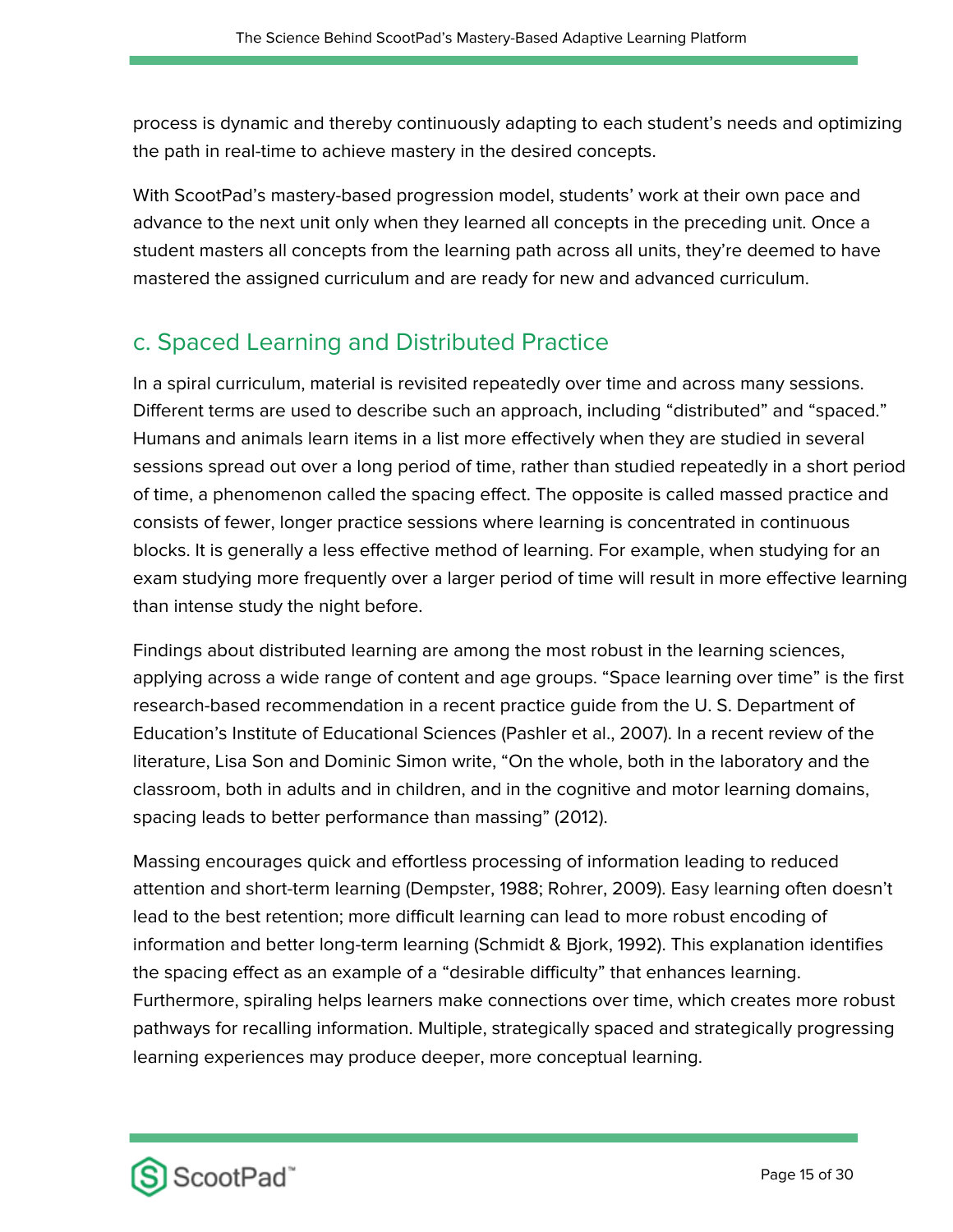process is dynamic and thereby continuously adapting to each student's needs and optimizing the path in real-time to achieve mastery in the desired concepts.

With ScootPad's mastery-based progression model, students' work at their own pace and advance to the next unit only when they learned all concepts in the preceding unit. Once a student masters all concepts from the learning path across all units, they're deemed to have mastered the assigned curriculum and are ready for new and advanced curriculum.

## c. Spaced Learning and Distributed Practice

In a spiral curriculum, material is revisited repeatedly over time and across many sessions. Different terms are used to describe such an approach, including "distributed" and "spaced." Humans and animals learn items in a list more effectively when they are studied in several sessions spread out over a long period of time, rather than studied repeatedly in a short period of time, a phenomenon called the spacing effect. The opposite is called massed practice and consists of fewer, longer practice sessions where learning is concentrated in continuous blocks. It is generally a less effective method of learning. For example, when studying for an exam studying more frequently over a larger period of time will result in more effective learning than intense study the night before.

Findings about distributed learning are among the most robust in the learning sciences, applying across a wide range of content and age groups. "Space learning over time" is the first research-based recommendation in a recent practice guide from the U. S. Department of Education's Institute of Educational Sciences (Pashler et al., 2007). In a recent review of the literature, Lisa Son and Dominic Simon write, "On the whole, both in the laboratory and the classroom, both in adults and in children, and in the cognitive and motor learning domains, spacing leads to better performance than massing" (2012).

Massing encourages quick and effortless processing of information leading to reduced attention and short-term learning (Dempster, 1988; Rohrer, 2009). Easy learning often doesn't lead to the best retention; more difficult learning can lead to more robust encoding of information and better long-term learning (Schmidt & Bjork, 1992). This explanation identifies the spacing effect as an example of a "desirable difficulty" that enhances learning. Furthermore, spiraling helps learners make connections over time, which creates more robust pathways for recalling information. Multiple, strategically spaced and strategically progressing learning experiences may produce deeper, more conceptual learning.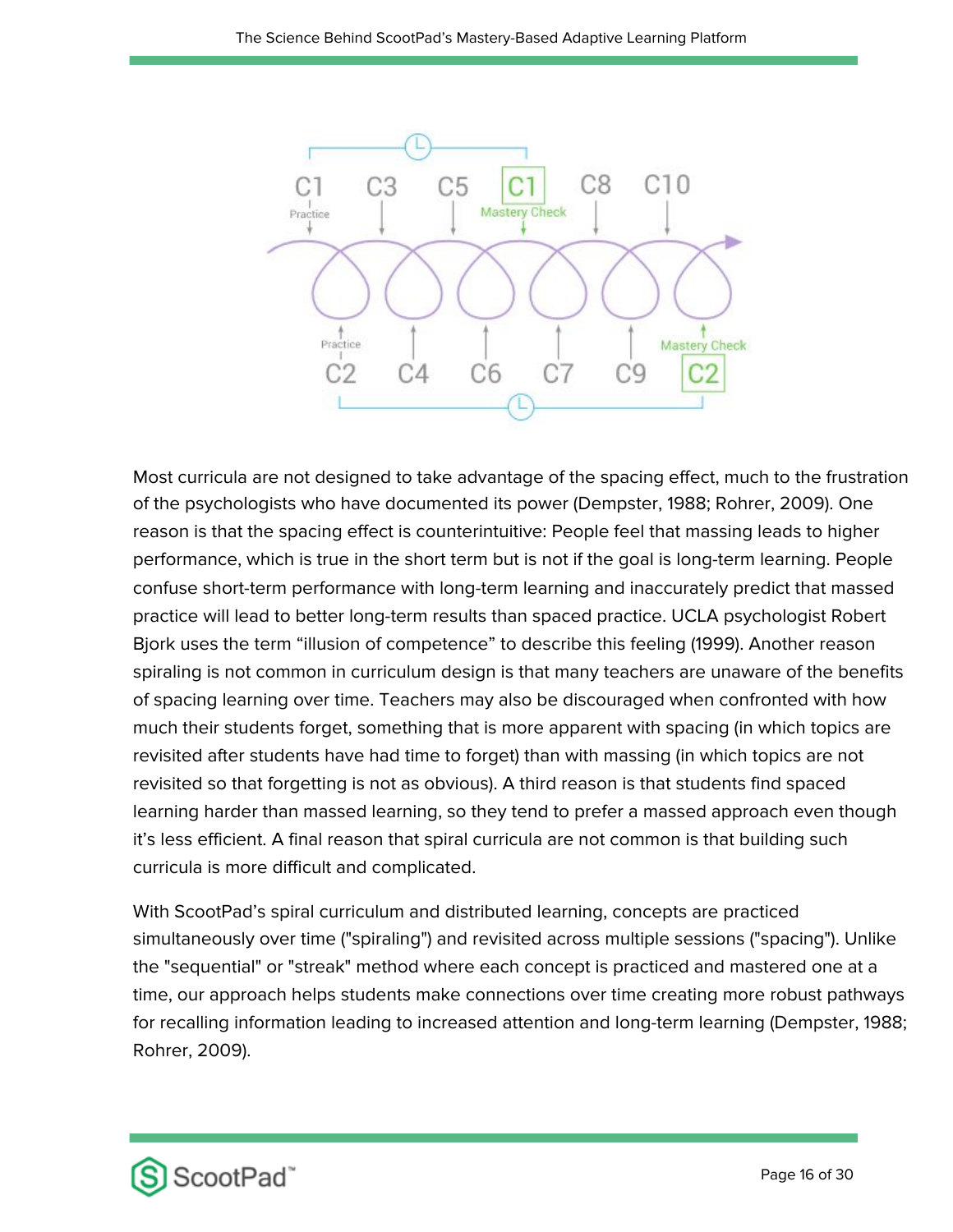Most curricula are not designed to take advantage of the spacing effect, much to the frustration of the psychologists who have documented its power (Dempster, 1988; Rohrer, 2009). One reason is that the spacing effect is counterintuitive: People feel that massing leads to higher performance, which is true in the short term but is not if the goal is long-term learning. People confuse short-term performance with long-term learning and inaccurately predict that massed practice will lead to better long-term results than spaced practice. UCLA psychologist Robert Bjork uses the term “illusion of competence” to describe this feeling (1999). Another reason spiraling is not common in curriculum design is that many teachers are unaware of the benefits of spacing learning over time. Teachers may also be discouraged when confronted with how much their students forget, something that is more apparent with spacing (in which topics are revisited after students have had time to forget) than with massing (in which topics are not revisited so that forgetting is not as obvious). A third reason is that students find spaced learning harder than massed learning, so they tend to prefer a massed approach even though it’s less efficient. A final reason that spiral curricula are not common is that building such curricula is more difficult and complicated.

With ScootPad’s spiral curriculum and distributed learning, concepts are practiced simultaneously over time ("spiraling") and revisited across multiple sessions ("spacing"). Unlike the "sequential" or "streak" method where each concept is practiced and mastered one at a time, our approach helps students make connections over time creating more robust pathways for recalling information leading to increased attention and long-term learning (Dempster, 1988; Rohrer, 2009).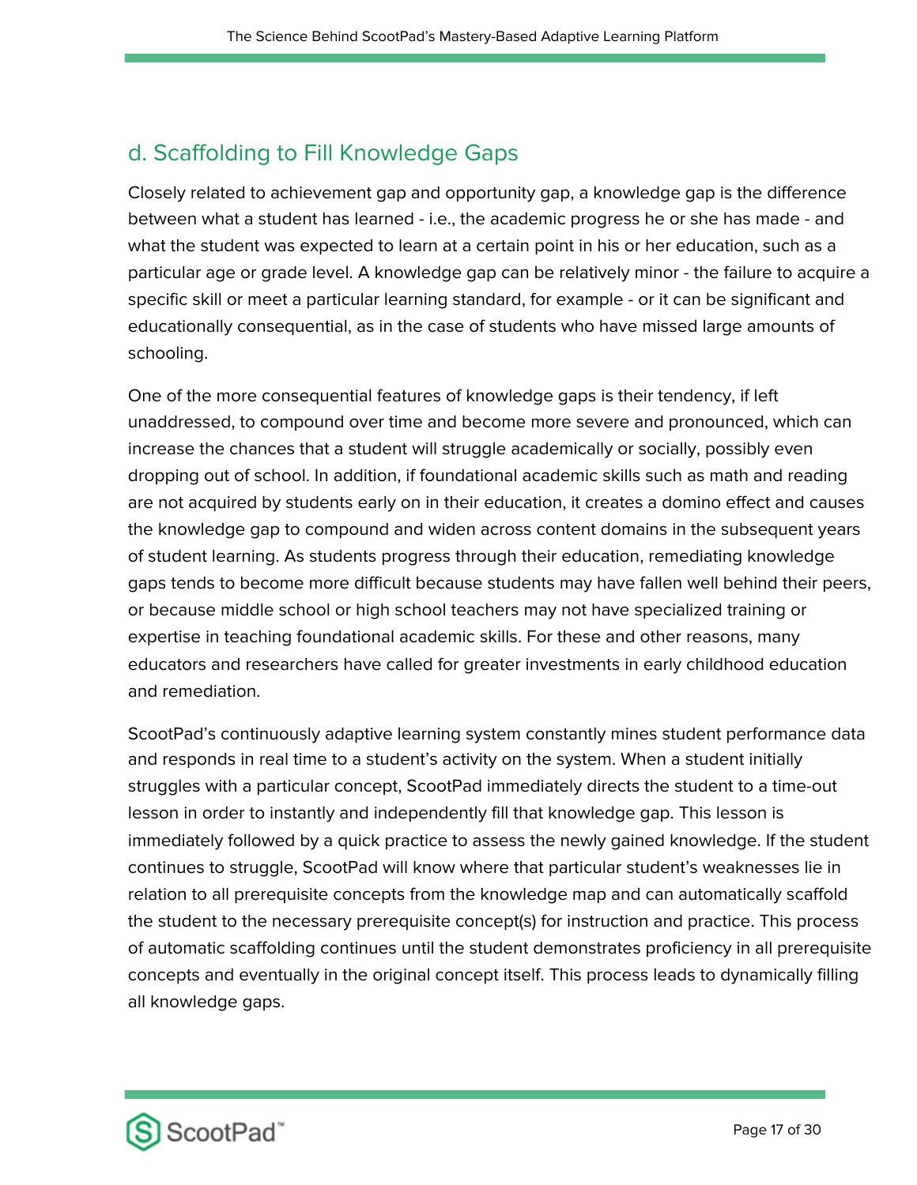## d. Scaffolding to Fill Knowledge Gaps

Closely related to achievement gap and opportunity gap, a knowledge gap is the difference between what a student has learned - i.e., the academic progress he or she has made - and what the student was expected to learn at a certain point in his or her education, such as a particular age or grade level. A knowledge gap can be relatively minor - the failure to acquire a specific skill or meet a particular learning standard, for example - or it can be significant and educationally consequential, as in the case of students who have missed large amounts of schooling.

One of the more consequential features of knowledge gaps is their tendency, if left unaddressed, to compound over time and become more severe and pronounced, which can increase the chances that a student will struggle academically or socially, possibly even dropping out of school. In addition, if foundational academic skills such as math and reading are not acquired by students early on in their education, it creates a domino effect and causes the knowledge gap to compound and widen across content domains in the subsequent years of student learning. As students progress through their education, remediating knowledge gaps tends to become more difficult because students may have fallen well behind their peers, or because middle school or high school teachers may not have specialized training or expertise in teaching foundational academic skills. For these and other reasons, many educators and researchers have called for greater investments in early childhood education and remediation.

ScootPad's continuously adaptive learning system constantly mines student performance data and responds in real time to a student's activity on the system. When a student initially struggles with a particular concept, ScootPad immediately directs the student to a time-out lesson in order to instantly and independently fill that knowledge gap. This lesson is immediately followed by a quick practice to assess the newly gained knowledge. If the student continues to struggle, ScootPad will know where that particular student's weaknesses lie in relation to all prerequisite concepts from the knowledge map and can automatically scaffold the student to the necessary prerequisite concept(s) for instruction and practice. This process of automatic scaffolding continues until the student demonstrates proficiency in all prerequisite concepts and eventually in the original concept itself. This process leads to dynamically filling all knowledge gaps.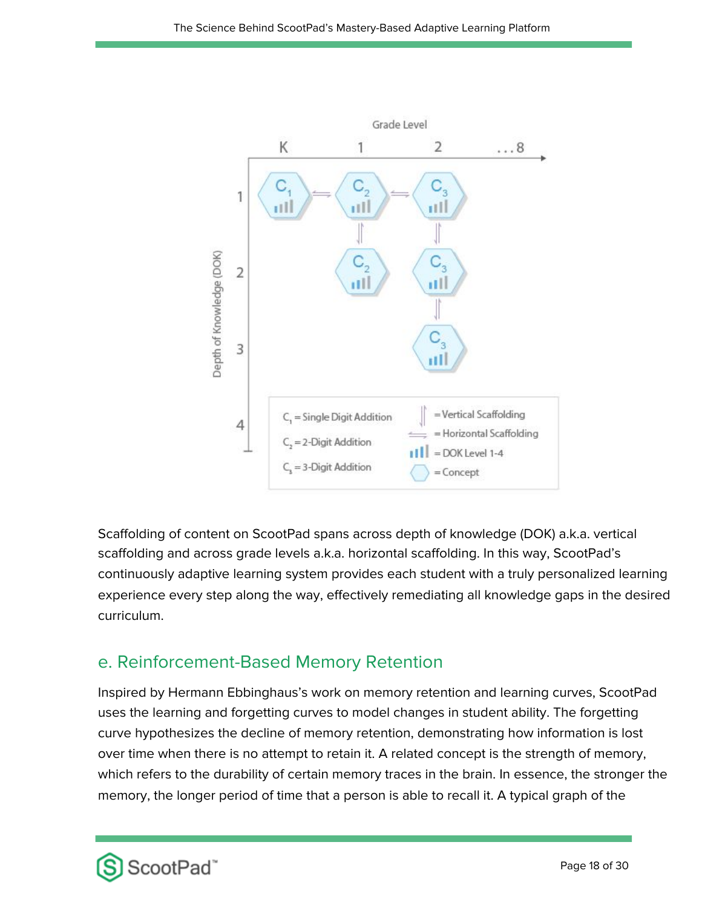Scaffolding of content on ScootPad spans across depth of knowledge (DOK) a.k.a. vertical scaffolding and across grade levels a.k.a. horizontal scaffolding. In this way, ScootPad's continuously adaptive learning system provides each student with a truly personalized learning experience every step along the way, effectively remediating all knowledge gaps in the desired curriculum.

## e. Reinforcement-Based Memory Retention

Inspired by Hermann Ebbinghaus's work on memory retention and learning curves, ScootPad uses the learning and forgetting curves to model changes in student ability. The forgetting curve hypothesizes the decline of memory retention, demonstrating how information is lost over time when there is no attempt to retain it. A related concept is the strength of memory, which refers to the durability of certain memory traces in the brain. In essence, the stronger the memory, the longer period of time that a person is able to recall it. A typical graph of the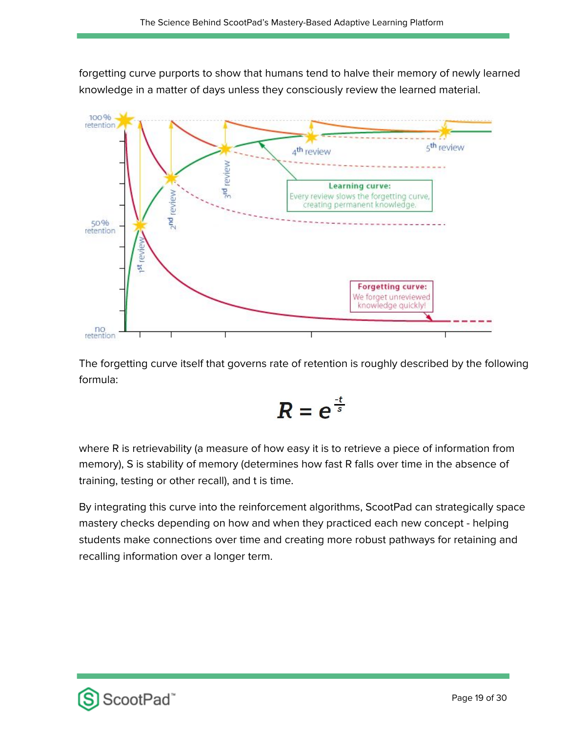forgetting curve purports to show that humans tend to halve their memory of newly learned knowledge in a matter of days unless they consciously review the learned material.

The forgetting curve itself that governs rate of retention is roughly described by the following formula:

$$R = e^{\frac{-t}{s}}$$

where R is retrievability (a measure of how easy it is to retrieve a piece of information from memory), S is stability of memory (determines how fast R falls over time in the absence of training, testing or other recall), and t is time.

By integrating this curve into the reinforcement algorithms, ScootPad can strategically space mastery checks depending on how and when they practiced each new concept - helping students make connections over time and creating more robust pathways for retaining and recalling information over a longer term.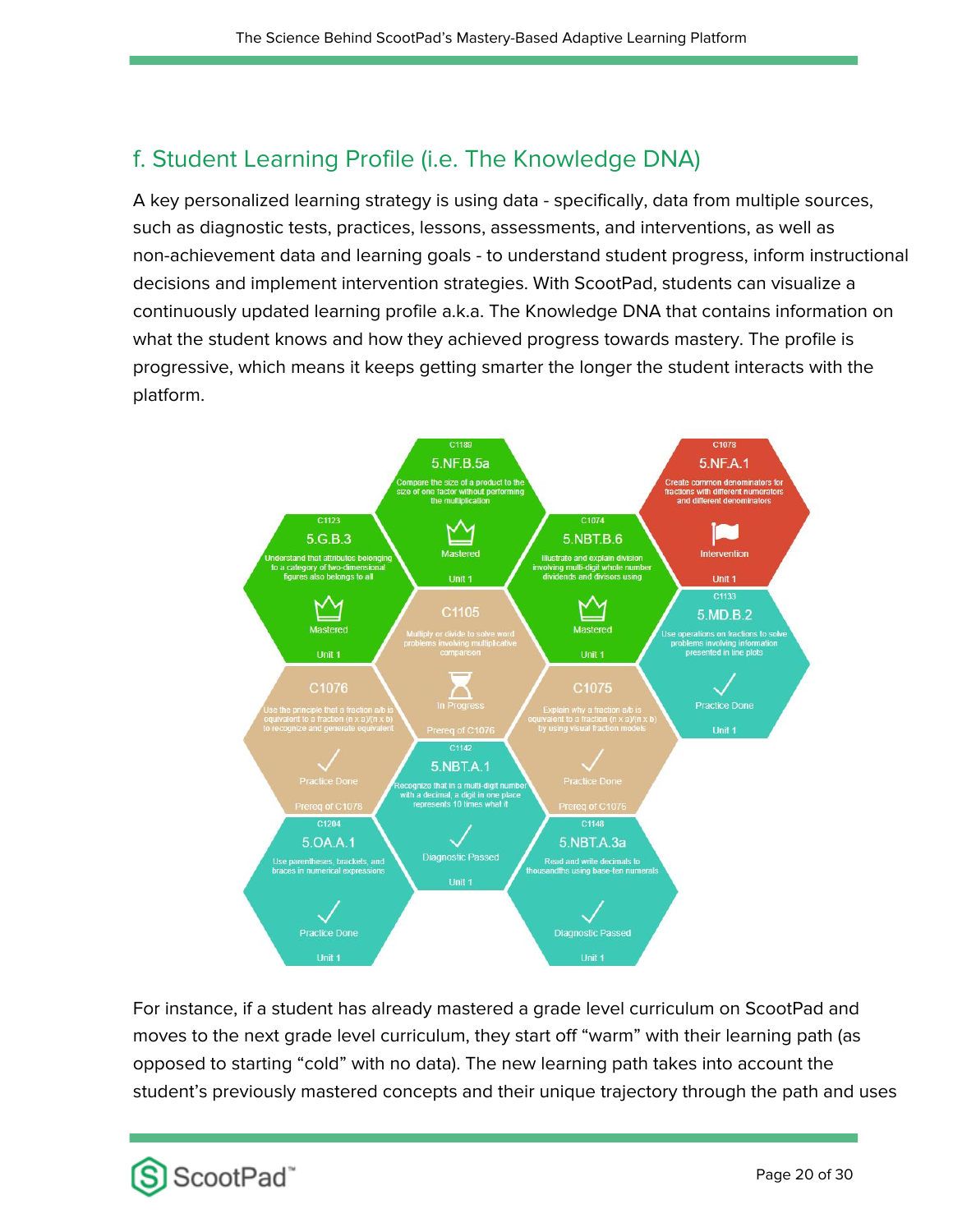## f. Student Learning Profile (i.e. The Knowledge DNA)

A key personalized learning strategy is using data - specifically, data from multiple sources, such as diagnostic tests, practices, lessons, assessments, and interventions, as well as non-achievement data and learning goals - to understand student progress, inform instructional decisions and implement intervention strategies. With ScootPad, students can visualize a continuously updated learning profile a.k.a. The Knowledge DNA that contains information on what the student knows and how they achieved progress towards mastery. The profile is progressive, which means it keeps getting smarter the longer the student interacts with the platform.

For instance, if a student has already mastered a grade level curriculum on ScootPad and moves to the next grade level curriculum, they start off "warm" with their learning path (as opposed to starting "cold" with no data). The new learning path takes into account the student's previously mastered concepts and their unique trajectory through the path and uses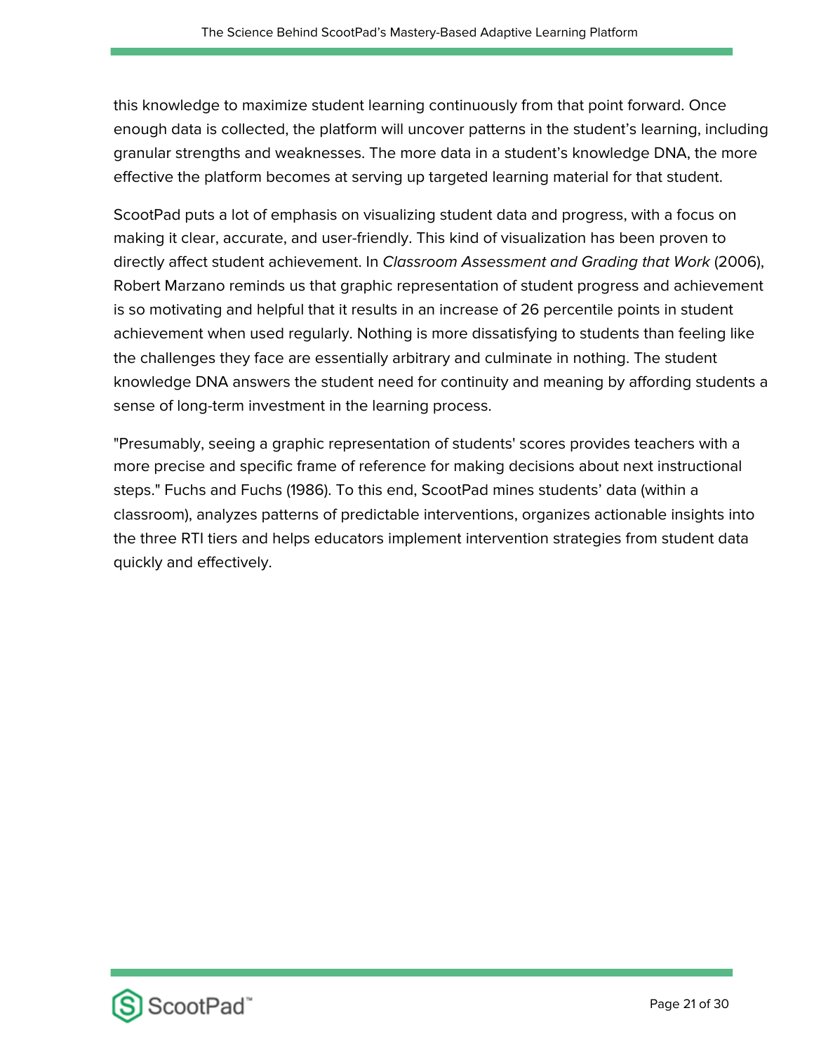this knowledge to maximize student learning continuously from that point forward. Once enough data is collected, the platform will uncover patterns in the student's learning, including granular strengths and weaknesses. The more data in a student's knowledge DNA, the more effective the platform becomes at serving up targeted learning material for that student.

ScootPad puts a lot of emphasis on visualizing student data and progress, with a focus on making it clear, accurate, and user-friendly. This kind of visualization has been proven to directly affect student achievement. In *Classroom Assessment and Grading that Work* (2006), Robert Marzano reminds us that graphic representation of student progress and achievement is so motivating and helpful that it results in an increase of 26 percentile points in student achievement when used regularly. Nothing is more dissatisfying to students than feeling like the challenges they face are essentially arbitrary and culminate in nothing. The student knowledge DNA answers the student need for continuity and meaning by affording students a sense of long-term investment in the learning process.

"Presumably, seeing a graphic representation of students' scores provides teachers with a more precise and specific frame of reference for making decisions about next instructional steps." Fuchs and Fuchs (1986). To this end, ScootPad mines students' data (within a classroom), analyzes patterns of predictable interventions, organizes actionable insights into the three RTI tiers and helps educators implement intervention strategies from student data quickly and effectively.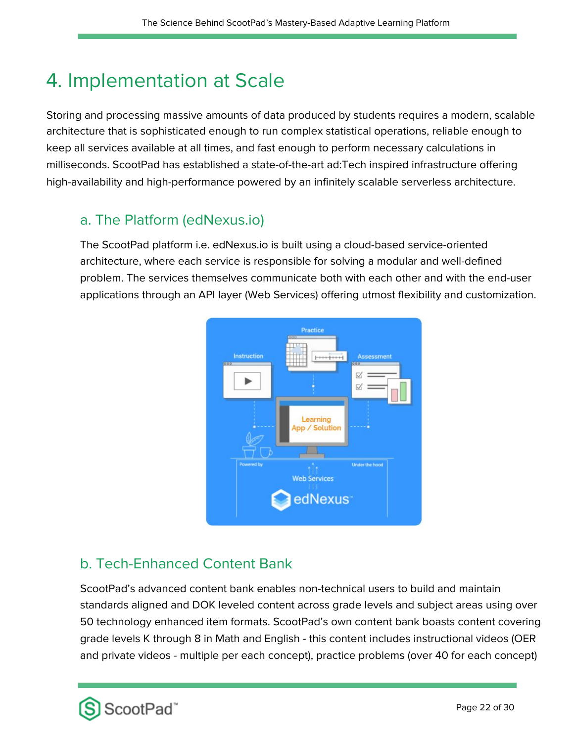# 4. Implementation at Scale

Storing and processing massive amounts of data produced by students requires a modern, scalable architecture that is sophisticated enough to run complex statistical operations, reliable enough to keep all services available at all times, and fast enough to perform necessary calculations in milliseconds. ScootPad has established a state-of-the-art ad:Tech inspired infrastructure offering high-availability and high-performance powered by an infinitely scalable serverless architecture.

## a. The Platform (edNexus.io)

The ScootPad platform i.e. edNexus.io is built using a cloud-based service-oriented architecture, where each service is responsible for solving a modular and well-defined problem. The services themselves communicate both with each other and with the end-user applications through an API layer (Web Services) offering utmost flexibility and customization.

## b. Tech-Enhanced Content Bank

ScootPad's advanced content bank enables non-technical users to build and maintain standards aligned and DOK leveled content across grade levels and subject areas using over 50 technology enhanced item formats. ScootPad's own content bank boasts content covering grade levels K through 8 in Math and English - this content includes instructional videos (OER and private videos - multiple per each concept), practice problems (over 40 for each concept)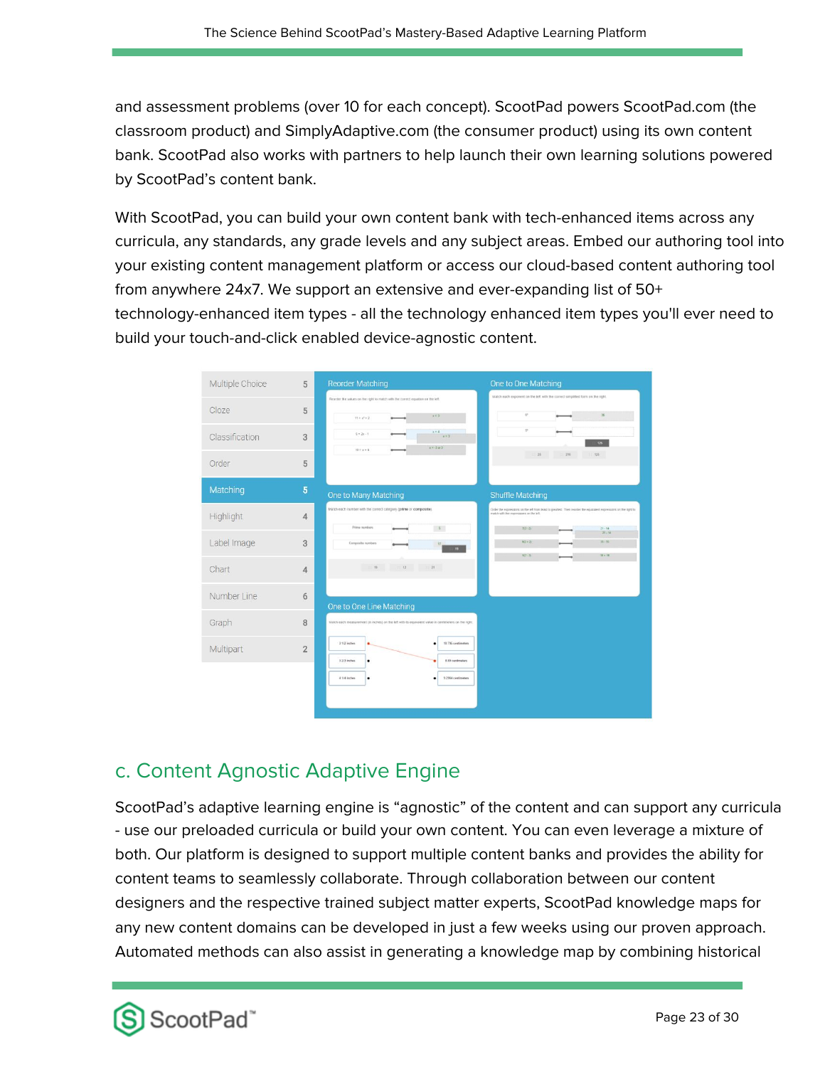and assessment problems (over 10 for each concept). ScootPad powers ScootPad.com (the classroom product) and SimplyAdaptive.com (the consumer product) using its own content bank. ScootPad also works with partners to help launch their own learning solutions powered by ScootPad's content bank.

With ScootPad, you can build your own content bank with tech-enhanced items across any curricula, any standards, any grade levels and any subject areas. Embed our authoring tool into your existing content management platform or access our cloud-based content authoring tool from anywhere 24x7. We support an extensive and ever-expanding list of 50+ technology-enhanced item types - all the technology enhanced item types you'll ever need to build your touch-and-click enabled device-agnostic content.

## c. Content Agnostic Adaptive Engine

ScootPad's adaptive learning engine is "agnostic" of the content and can support any curricula - use our preloaded curricula or build your own content. You can even leverage a mixture of both. Our platform is designed to support multiple content banks and provides the ability for content teams to seamlessly collaborate. Through collaboration between our content designers and the respective trained subject matter experts, ScootPad knowledge maps for any new content domains can be developed in just a few weeks using our proven approach. Automated methods can also assist in generating a knowledge map by combining historical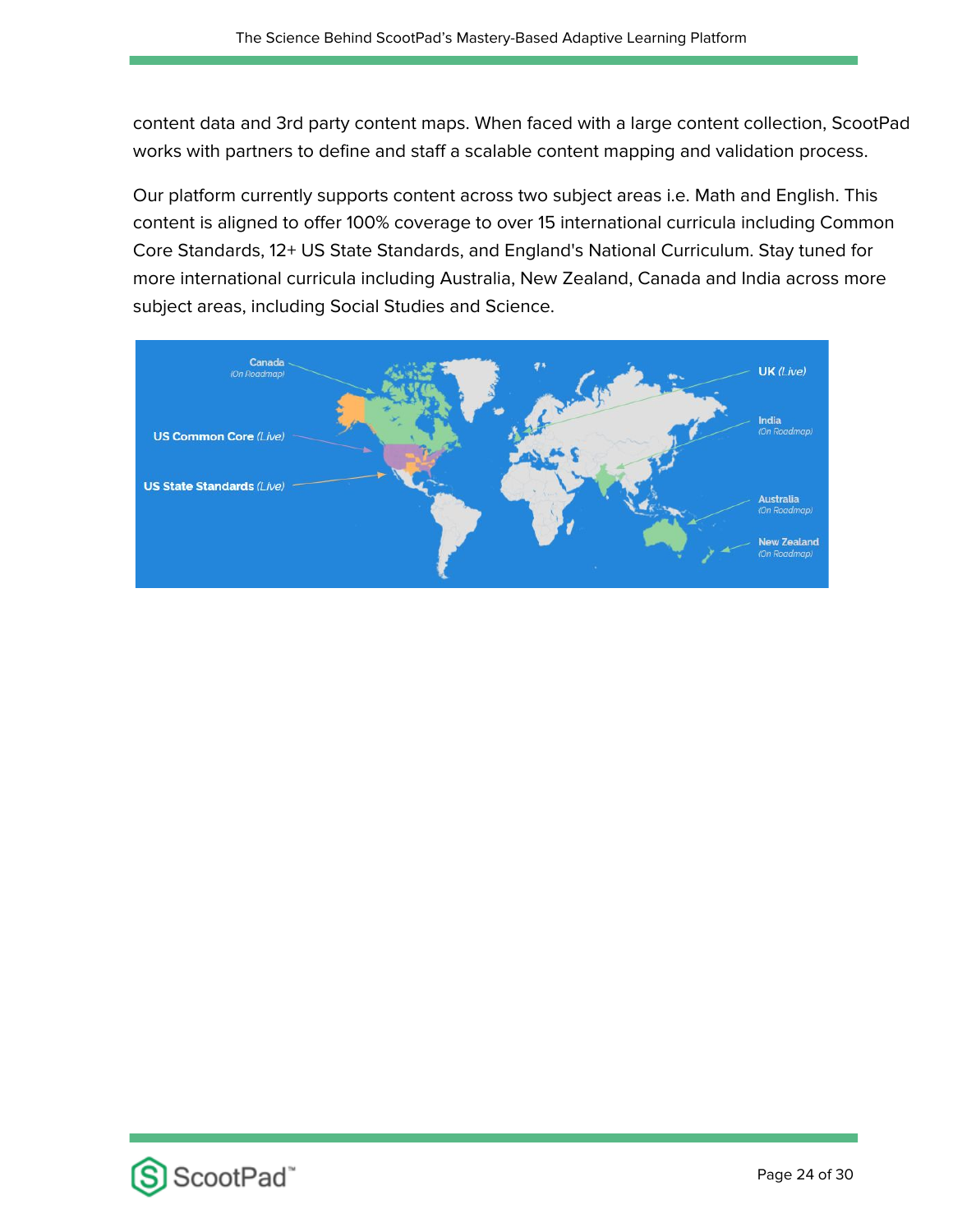content data and 3rd party content maps. When faced with a large content collection, ScootPad works with partners to define and staff a scalable content mapping and validation process.

Our platform currently supports content across two subject areas i.e. Math and English. This content is aligned to offer 100% coverage to over 15 international curricula including Common Core Standards, 12+ US State Standards, and England's National Curriculum. Stay tuned for more international curricula including Australia, New Zealand, Canada and India across more subject areas, including Social Studies and Science.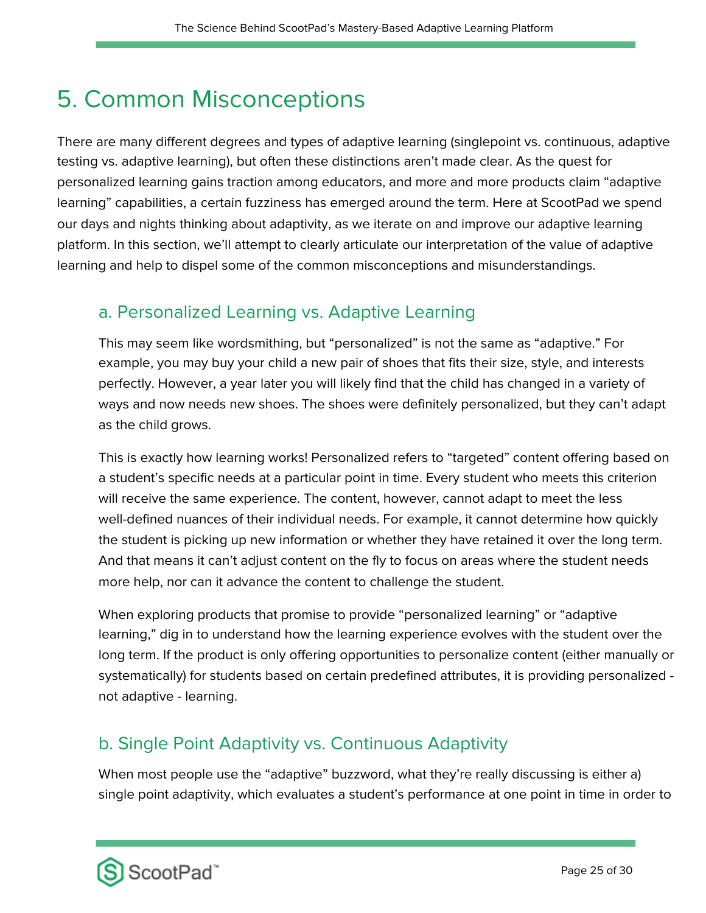# 5. Common Misconceptions

There are many different degrees and types of adaptive learning (singlepoint vs. continuous, adaptive testing vs. adaptive learning), but often these distinctions aren't made clear. As the quest for personalized learning gains traction among educators, and more and more products claim "adaptive learning" capabilities, a certain fuzziness has emerged around the term. Here at ScootPad we spend our days and nights thinking about adaptivity, as we iterate on and improve our adaptive learning platform. In this section, we'll attempt to clearly articulate our interpretation of the value of adaptive learning and help to dispel some of the common misconceptions and misunderstandings.

## a. Personalized Learning vs. Adaptive Learning

This may seem like wordsmithing, but "personalized" is not the same as "adaptive." For example, you may buy your child a new pair of shoes that fits their size, style, and interests perfectly. However, a year later you will likely find that the child has changed in a variety of ways and now needs new shoes. The shoes were definitely personalized, but they can't adapt as the child grows.

This is exactly how learning works! Personalized refers to "targeted" content offering based on a student's specific needs at a particular point in time. Every student who meets this criterion will receive the same experience. The content, however, cannot adapt to meet the less well-defined nuances of their individual needs. For example, it cannot determine how quickly the student is picking up new information or whether they have retained it over the long term. And that means it can't adjust content on the fly to focus on areas where the student needs more help, nor can it advance the content to challenge the student.

When exploring products that promise to provide "personalized learning" or "adaptive learning," dig in to understand how the learning experience evolves with the student over the long term. If the product is only offering opportunities to personalize content (either manually or systematically) for students based on certain predefined attributes, it is providing personalized - not adaptive - learning.

## b. Single Point Adaptivity vs. Continuous Adaptivity

When most people use the "adaptive" buzzword, what they're really discussing is either a) single point adaptivity, which evaluates a student's performance at one point in time in order to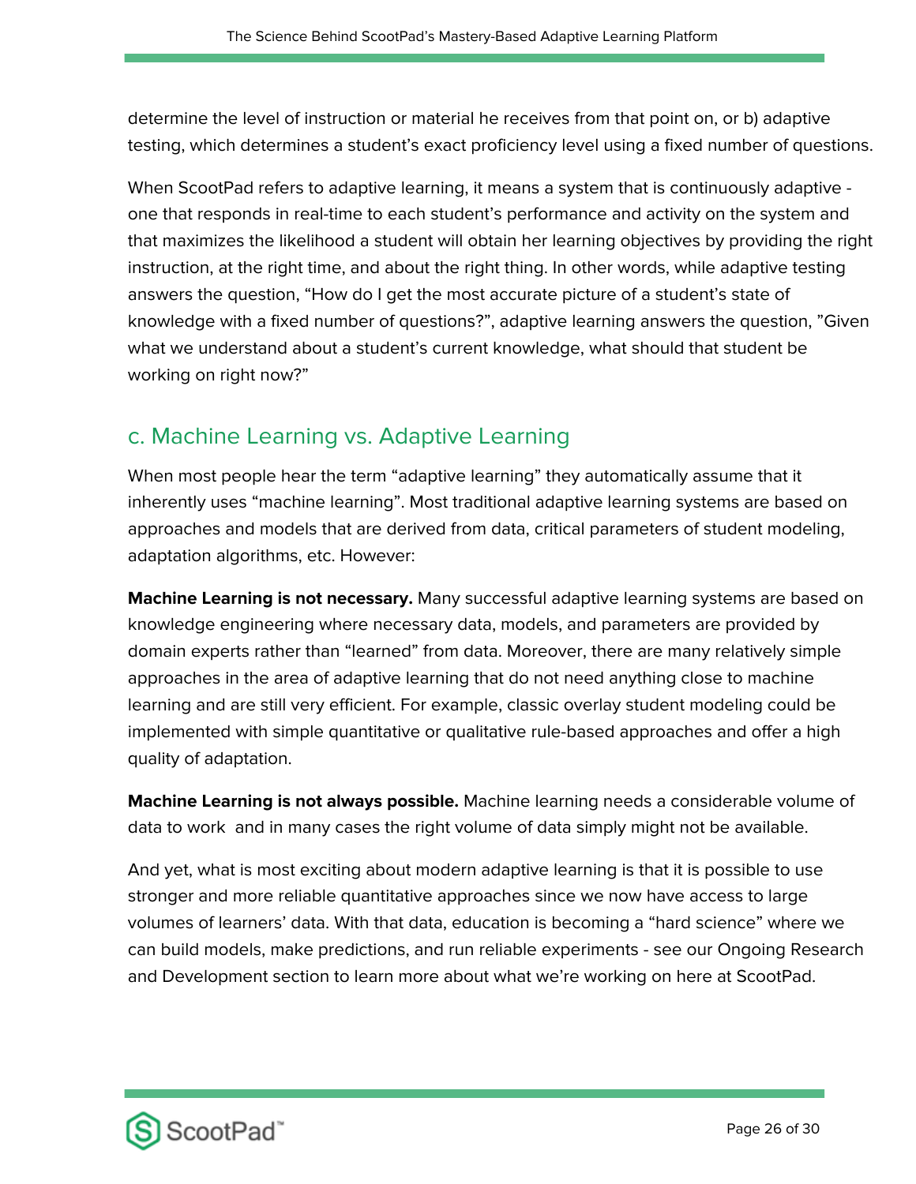determine the level of instruction or material he receives from that point on, or b) adaptive testing, which determines a student's exact proficiency level using a fixed number of questions.

When ScootPad refers to adaptive learning, it means a system that is continuously adaptive - one that responds in real-time to each student's performance and activity on the system and that maximizes the likelihood a student will obtain her learning objectives by providing the right instruction, at the right time, and about the right thing. In other words, while adaptive testing answers the question, "How do I get the most accurate picture of a student's state of knowledge with a fixed number of questions?", adaptive learning answers the question, "Given what we understand about a student's current knowledge, what should that student be working on right now?"

## c. Machine Learning vs. Adaptive Learning

When most people hear the term "adaptive learning" they automatically assume that it inherently uses "machine learning". Most traditional adaptive learning systems are based on approaches and models that are derived from data, critical parameters of student modeling, adaptation algorithms, etc. However:

**Machine Learning is not necessary.** Many successful adaptive learning systems are based on knowledge engineering where necessary data, models, and parameters are provided by domain experts rather than "learned" from data. Moreover, there are many relatively simple approaches in the area of adaptive learning that do not need anything close to machine learning and are still very efficient. For example, classic overlay student modeling could be implemented with simple quantitative or qualitative rule-based approaches and offer a high quality of adaptation.

**Machine Learning is not always possible.** Machine learning needs a considerable volume of data to work and in many cases the right volume of data simply might not be available.

And yet, what is most exciting about modern adaptive learning is that it is possible to use stronger and more reliable quantitative approaches since we now have access to large volumes of learners' data. With that data, education is becoming a "hard science" where we can build models, make predictions, and run reliable experiments - see our Ongoing Research and Development section to learn more about what we're working on here at ScootPad.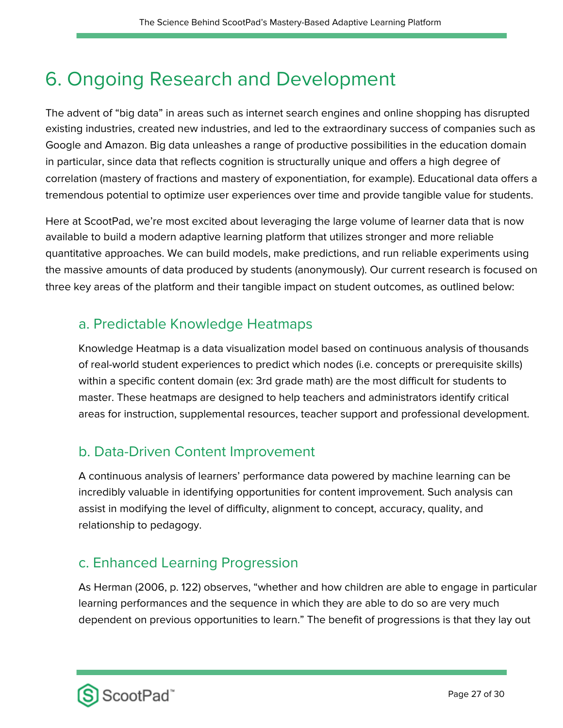# 6. Ongoing Research and Development

The advent of "big data" in areas such as internet search engines and online shopping has disrupted existing industries, created new industries, and led to the extraordinary success of companies such as Google and Amazon. Big data unleashes a range of productive possibilities in the education domain in particular, since data that reflects cognition is structurally unique and offers a high degree of correlation (mastery of fractions and mastery of exponentiation, for example). Educational data offers a tremendous potential to optimize user experiences over time and provide tangible value for students.

Here at ScootPad, we're most excited about leveraging the large volume of learner data that is now available to build a modern adaptive learning platform that utilizes stronger and more reliable quantitative approaches. We can build models, make predictions, and run reliable experiments using the massive amounts of data produced by students (anonymously). Our current research is focused on three key areas of the platform and their tangible impact on student outcomes, as outlined below:

## a. Predictable Knowledge Heatmaps

Knowledge Heatmap is a data visualization model based on continuous analysis of thousands of real-world student experiences to predict which nodes (i.e. concepts or prerequisite skills) within a specific content domain (ex: 3rd grade math) are the most difficult for students to master. These heatmaps are designed to help teachers and administrators identify critical areas for instruction, supplemental resources, teacher support and professional development.

## b. Data-Driven Content Improvement

A continuous analysis of learners' performance data powered by machine learning can be incredibly valuable in identifying opportunities for content improvement. Such analysis can assist in modifying the level of difficulty, alignment to concept, accuracy, quality, and relationship to pedagogy.

## c. Enhanced Learning Progression

As Herman (2006, p. 122) observes, "whether and how children are able to engage in particular learning performances and the sequence in which they are able to do so are very much dependent on previous opportunities to learn." The benefit of progressions is that they lay out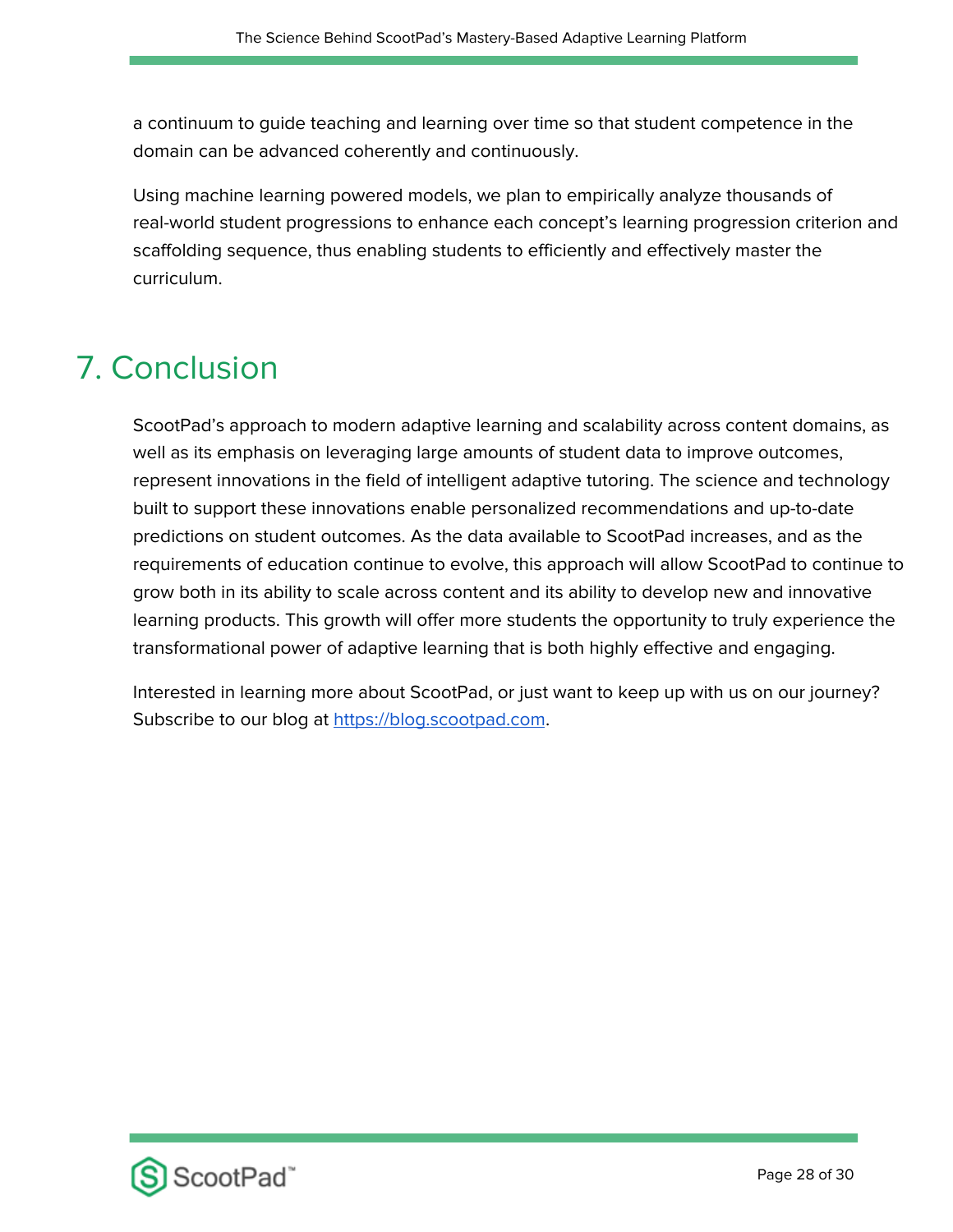a continuum to guide teaching and learning over time so that student competence in the domain can be advanced coherently and continuously.

Using machine learning powered models, we plan to empirically analyze thousands of real-world student progressions to enhance each concept's learning progression criterion and scaffolding sequence, thus enabling students to efficiently and effectively master the curriculum.

# 7. Conclusion

ScootPad's approach to modern adaptive learning and scalability across content domains, as well as its emphasis on leveraging large amounts of student data to improve outcomes, represent innovations in the field of intelligent adaptive tutoring. The science and technology built to support these innovations enable personalized recommendations and up-to-date predictions on student outcomes. As the data available to ScootPad increases, and as the requirements of education continue to evolve, this approach will allow ScootPad to continue to grow both in its ability to scale across content and its ability to develop new and innovative learning products. This growth will offer more students the opportunity to truly experience the transformational power of adaptive learning that is both highly effective and engaging.

Interested in learning more about ScootPad, or just want to keep up with us on our journey? Subscribe to our blog at [https://blog.scootpad.com](https://blog.scootpad.com).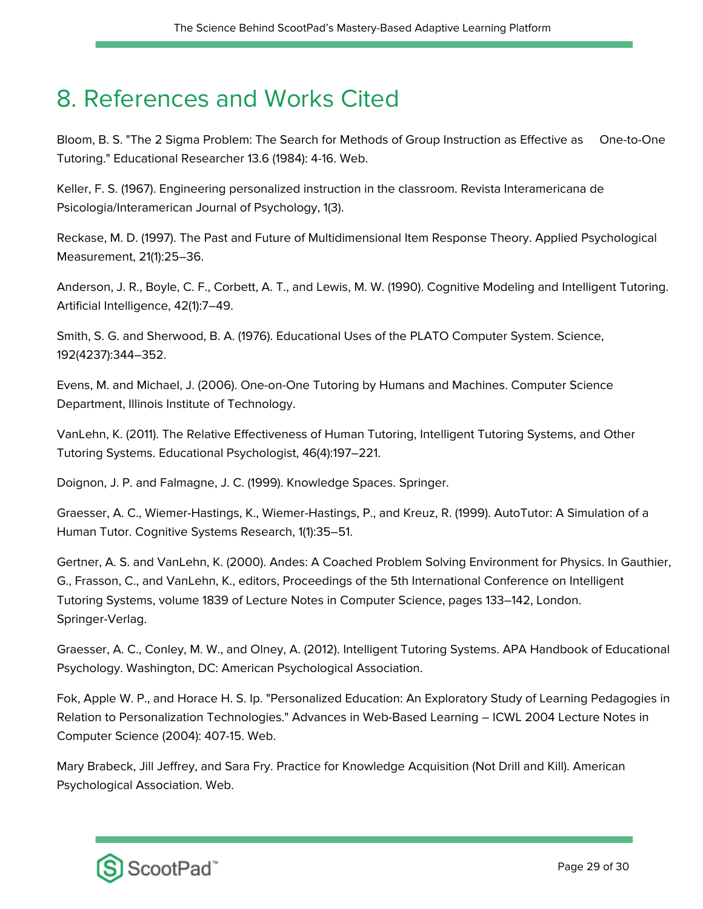# 8. References and Works Cited

Bloom, B. S. "The 2 Sigma Problem: The Search for Methods of Group Instruction as Effective as One-to-One Tutoring." Educational Researcher 13.6 (1984): 4-16. Web.

Keller, F. S. (1967). Engineering personalized instruction in the classroom. Revista Interamericana de Psicologia/Interamerican Journal of Psychology, 1(3).

Reckase, M. D. (1997). The Past and Future of Multidimensional Item Response Theory. Applied Psychological Measurement, 21(1):25–36.

Anderson, J. R., Boyle, C. F., Corbett, A. T., and Lewis, M. W. (1990). Cognitive Modeling and Intelligent Tutoring. Artificial Intelligence, 42(1):7–49.

Smith, S. G. and Sherwood, B. A. (1976). Educational Uses of the PLATO Computer System. Science, 192(4237):344–352.

Evens, M. and Michael, J. (2006). One-on-One Tutoring by Humans and Machines. Computer Science Department, Illinois Institute of Technology.

VanLehn, K. (2011). The Relative Effectiveness of Human Tutoring, Intelligent Tutoring Systems, and Other Tutoring Systems. Educational Psychologist, 46(4):197–221.

Doignon, J. P. and Falmagne, J. C. (1999). Knowledge Spaces. Springer.

Graesser, A. C., Wiemer-Hastings, K., Wiemer-Hastings, P., and Kreuz, R. (1999). AutoTutor: A Simulation of a Human Tutor. Cognitive Systems Research, 1(1):35–51.

Gertner, A. S. and VanLehn, K. (2000). Andes: A Coached Problem Solving Environment for Physics. In Gauthier, G., Frasson, C., and VanLehn, K., editors, Proceedings of the 5th International Conference on Intelligent Tutoring Systems, volume 1839 of Lecture Notes in Computer Science, pages 133–142, London. Springer-Verlag.

Graesser, A. C., Conley, M. W., and Olney, A. (2012). Intelligent Tutoring Systems. APA Handbook of Educational Psychology. Washington, DC: American Psychological Association.

Fok, Apple W. P., and Horace H. S. Ip. "Personalized Education: An Exploratory Study of Learning Pedagogies in Relation to Personalization Technologies." Advances in Web-Based Learning – ICWL 2004 Lecture Notes in Computer Science (2004): 407-15. Web.

Mary Brabeck, Jill Jeffrey, and Sara Fry. Practice for Knowledge Acquisition (Not Drill and Kill). American Psychological Association. Web.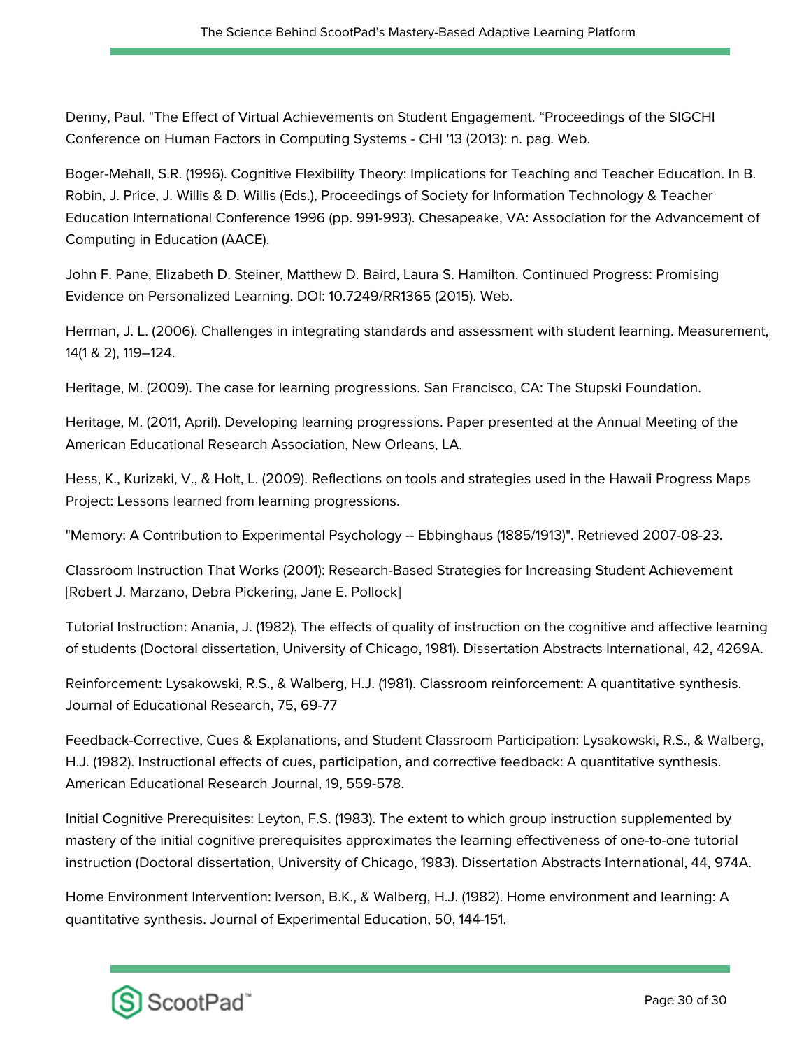Denny, Paul. "The Effect of Virtual Achievements on Student Engagement. "Proceedings of the SIGCHI Conference on Human Factors in Computing Systems - CHI '13 (2013): n. pag. Web.

Boger-Mehall, S.R. (1996). Cognitive Flexibility Theory: Implications for Teaching and Teacher Education. In B. Robin, J. Price, J. Willis & D. Willis (Eds.), Proceedings of Society for Information Technology & Teacher Education International Conference 1996 (pp. 991-993). Chesapeake, VA: Association for the Advancement of Computing in Education (AACE).

John F. Pane, Elizabeth D. Steiner, Matthew D. Baird, Laura S. Hamilton. Continued Progress: Promising Evidence on Personalized Learning. DOI: 10.7249/RR1365 (2015). Web.

Herman, J. L. (2006). Challenges in integrating standards and assessment with student learning. Measurement, 14(1 & 2), 119–124.

Heritage, M. (2009). The case for learning progressions. San Francisco, CA: The Stupski Foundation.

Heritage, M. (2011, April). Developing learning progressions. Paper presented at the Annual Meeting of the American Educational Research Association, New Orleans, LA.

Hess, K., Kurizaki, V., & Holt, L. (2009). Reflections on tools and strategies used in the Hawaii Progress Maps Project: Lessons learned from learning progressions.

"Memory: A Contribution to Experimental Psychology -- Ebbinghaus (1885/1913)". Retrieved 2007-08-23.

Classroom Instruction That Works (2001): Research-Based Strategies for Increasing Student Achievement [Robert J. Marzano, Debra Pickering, Jane E. Pollock]

Tutorial Instruction: Anania, J. (1982). The effects of quality of instruction on the cognitive and affective learning of students (Doctoral dissertation, University of Chicago, 1981). Dissertation Abstracts International, 42, 4269A.

Reinforcement: Lysakowski, R.S., & Walberg, H.J. (1981). Classroom reinforcement: A quantitative synthesis. Journal of Educational Research, 75, 69-77

Feedback-Corrective, Cues & Explanations, and Student Classroom Participation: Lysakowski, R.S., & Walberg, H.J. (1982). Instructional effects of cues, participation, and corrective feedback: A quantitative synthesis. American Educational Research Journal, 19, 559-578.

Initial Cognitive Prerequisites: Leyton, F.S. (1983). The extent to which group instruction supplemented by mastery of the initial cognitive prerequisites approximates the learning effectiveness of one-to-one tutorial instruction (Doctoral dissertation, University of Chicago, 1983). Dissertation Abstracts International, 44, 974A.

Home Environment Intervention: Iverson, B.K., & Walberg, H.J. (1982). Home environment and learning: A quantitative synthesis. Journal of Experimental Education, 50, 144-151.